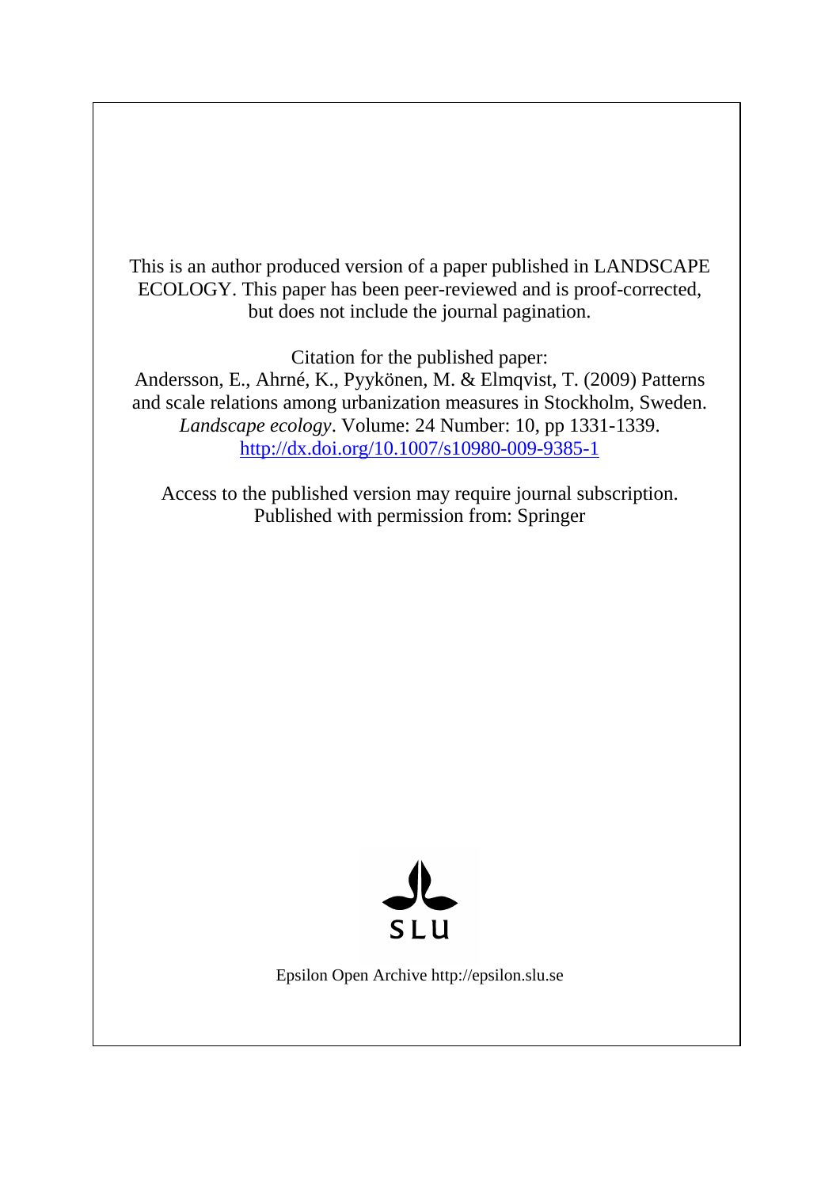This is an author produced version of a paper published in LANDSCAPE ECOLOGY. This paper has been peer-reviewed and is proof-corrected, but does not include the journal pagination.

Citation for the published paper:
Andersson, E., Ahrné, K., Pyykönen, M. & Elmqvist, T. (2009) Patterns and scale relations among urbanization measures in Stockholm, Sweden. *Landscape ecology*. Volume: 24 Number: 10, pp 1331-1339.
http://dx.doi.org/10.1007/s10980-009-9385-1

Access to the published version may require journal subscription.
Published with permission from: Springer

SLU

Epsilon Open Archive http://epsilon.slu.se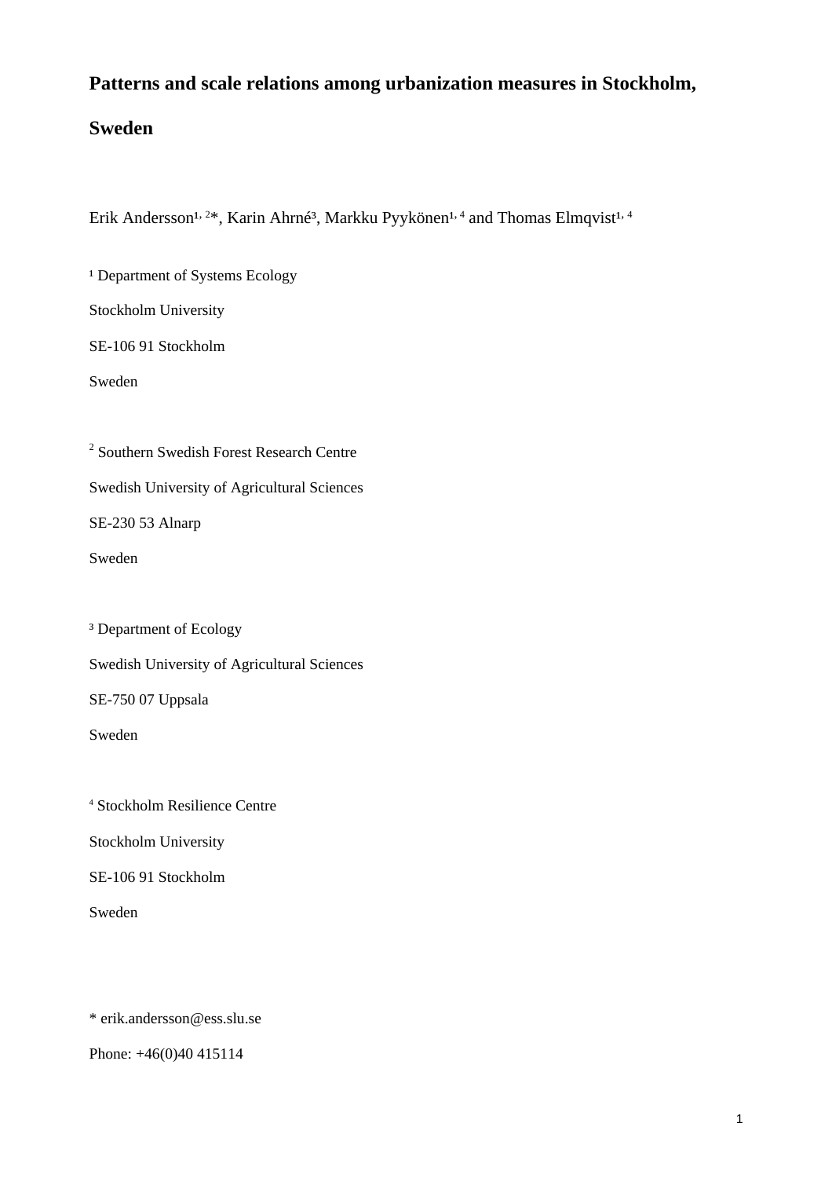# Patterns and scale relations among urbanization measures in Stockholm, Sweden

Erik Andersson[1, 2]*, Karin Ahrné[3], Markku Pyykönen[1, 4] and Thomas Elmqvist[1, 4]

[1] Department of Systems Ecology

Stockholm University

SE-106 91 Stockholm

Sweden

[2] Southern Swedish Forest Research Centre

Swedish University of Agricultural Sciences

SE-230 53 Alnarp

Sweden

[3] Department of Ecology

Swedish University of Agricultural Sciences

SE-750 07 Uppsala

Sweden

[4] Stockholm Resilience Centre

Stockholm University

SE-106 91 Stockholm

Sweden

* erik.andersson@ess.slu.se

Phone: +46(0)40 415114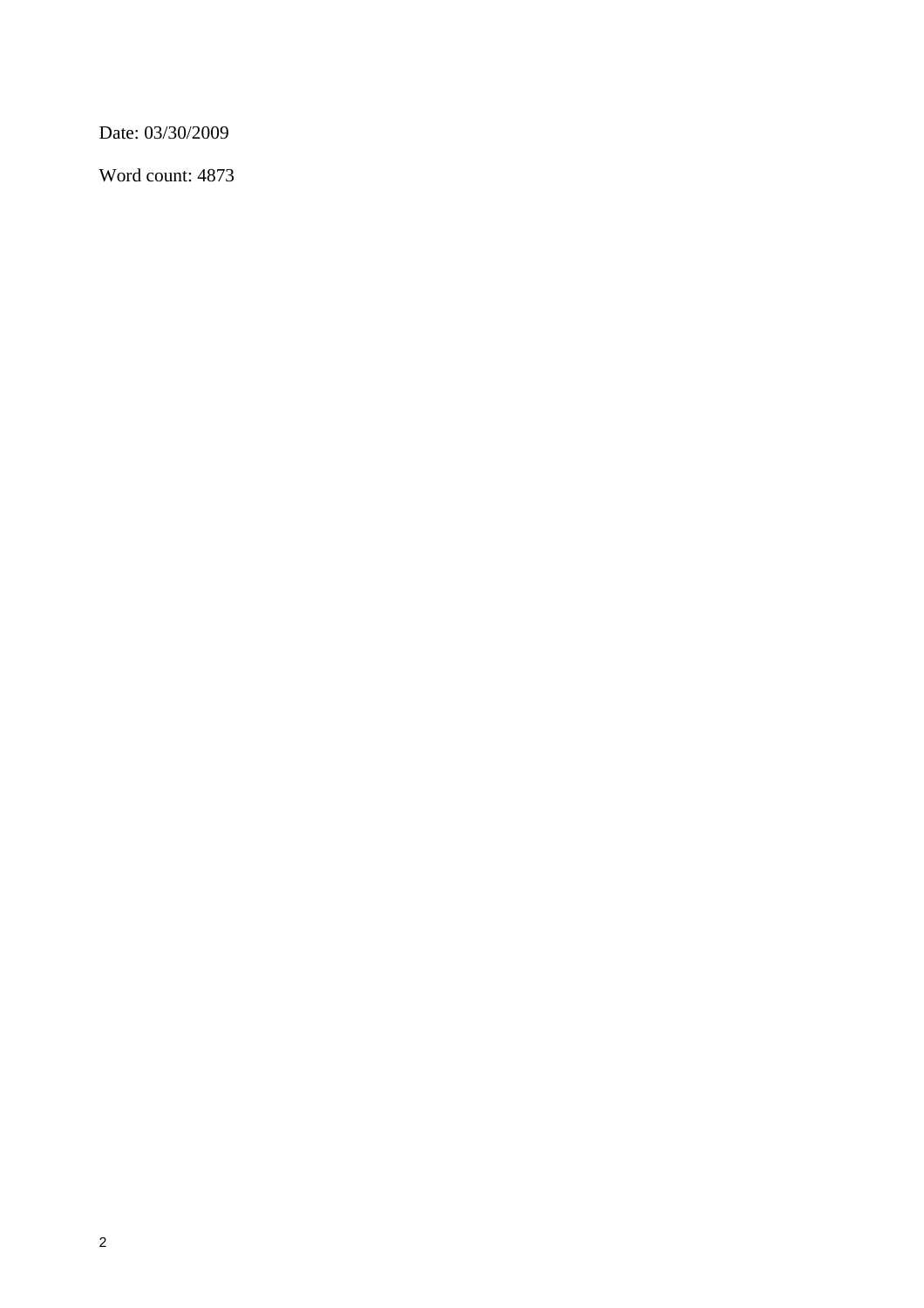Date: 03/30/2009

Word count: 4873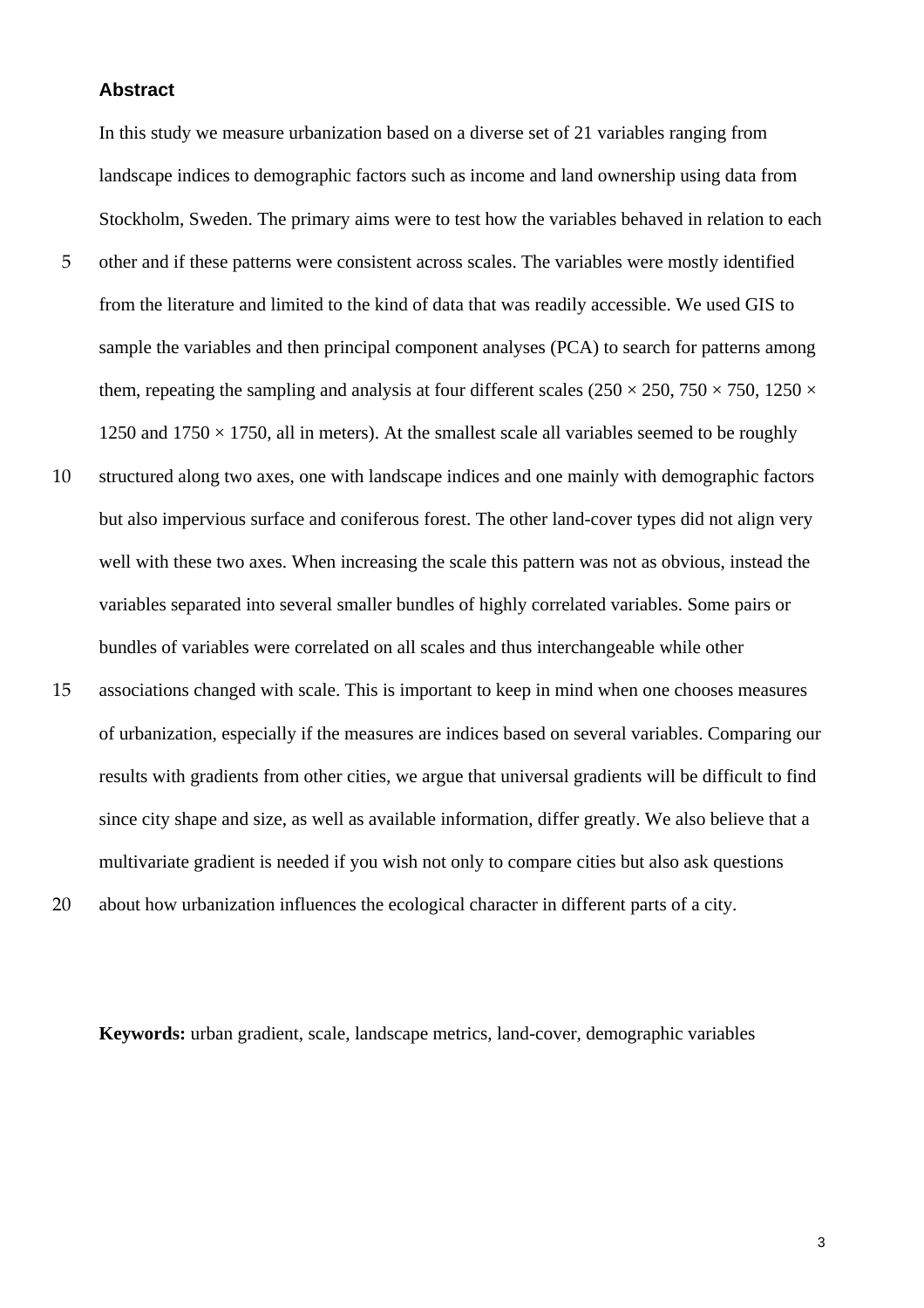## Abstract

In this study we measure urbanization based on a diverse set of 21 variables ranging from landscape indices to demographic factors such as income and land ownership using data from Stockholm, Sweden. The primary aims were to test how the variables behaved in relation to each other and if these patterns were consistent across scales. The variables were mostly identified from the literature and limited to the kind of data that was readily accessible. We used GIS to sample the variables and then principal component analyses (PCA) to search for patterns among them, repeating the sampling and analysis at four different scales (250 × 250, 750 × 750, 1250 × 1250 and 1750 × 1750, all in meters). At the smallest scale all variables seemed to be roughly structured along two axes, one with landscape indices and one mainly with demographic factors but also impervious surface and coniferous forest. The other land-cover types did not align very well with these two axes. When increasing the scale this pattern was not as obvious, instead the variables separated into several smaller bundles of highly correlated variables. Some pairs or bundles of variables were correlated on all scales and thus interchangeable while other associations changed with scale. This is important to keep in mind when one chooses measures of urbanization, especially if the measures are indices based on several variables. Comparing our results with gradients from other cities, we argue that universal gradients will be difficult to find since city shape and size, as well as available information, differ greatly. We also believe that a multivariate gradient is needed if you wish not only to compare cities but also ask questions about how urbanization influences the ecological character in different parts of a city.

**Keywords:** urban gradient, scale, landscape metrics, land-cover, demographic variables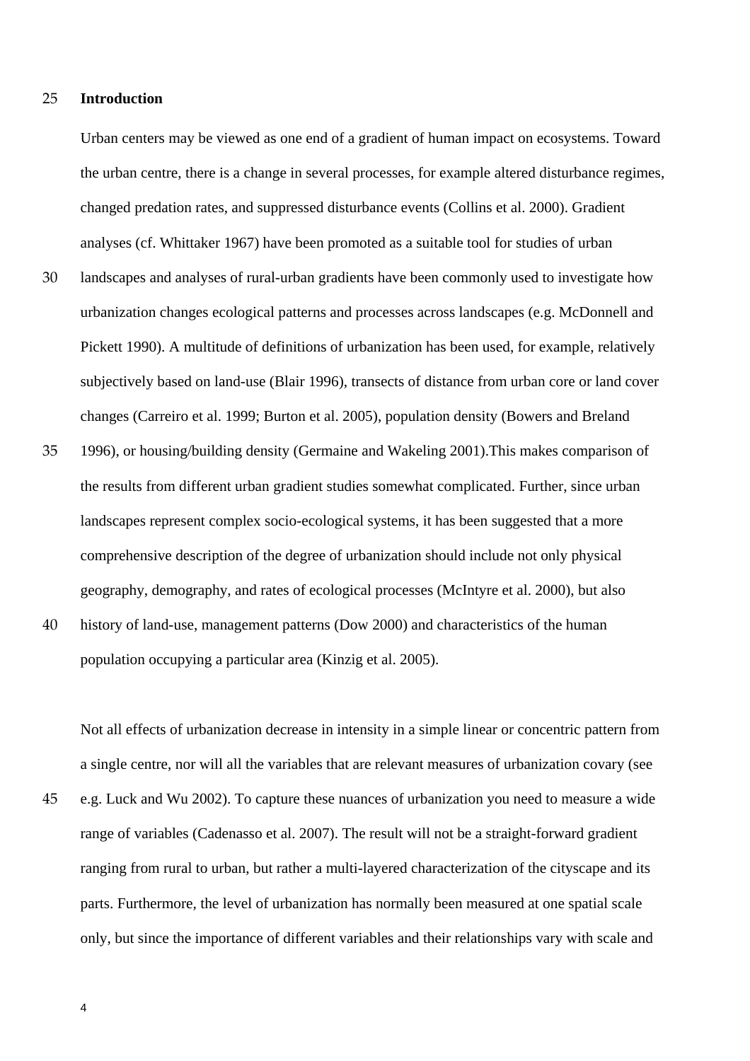## Introduction

Urban centers may be viewed as one end of a gradient of human impact on ecosystems. Toward the urban centre, there is a change in several processes, for example altered disturbance regimes, changed predation rates, and suppressed disturbance events (Collins et al. 2000). Gradient analyses (cf. Whittaker 1967) have been promoted as a suitable tool for studies of urban landscapes and analyses of rural-urban gradients have been commonly used to investigate how urbanization changes ecological patterns and processes across landscapes (e.g. McDonnell and Pickett 1990). A multitude of definitions of urbanization has been used, for example, relatively subjectively based on land-use (Blair 1996), transects of distance from urban core or land cover changes (Carreiro et al. 1999; Burton et al. 2005), population density (Bowers and Breland 1996), or housing/building density (Germaine and Wakeling 2001).This makes comparison of the results from different urban gradient studies somewhat complicated. Further, since urban landscapes represent complex socio-ecological systems, it has been suggested that a more comprehensive description of the degree of urbanization should include not only physical geography, demography, and rates of ecological processes (McIntyre et al. 2000), but also history of land-use, management patterns (Dow 2000) and characteristics of the human population occupying a particular area (Kinzig et al. 2005).

Not all effects of urbanization decrease in intensity in a simple linear or concentric pattern from a single centre, nor will all the variables that are relevant measures of urbanization covary (see e.g. Luck and Wu 2002). To capture these nuances of urbanization you need to measure a wide range of variables (Cadenasso et al. 2007). The result will not be a straight-forward gradient ranging from rural to urban, but rather a multi-layered characterization of the cityscape and its parts. Furthermore, the level of urbanization has normally been measured at one spatial scale only, but since the importance of different variables and their relationships vary with scale and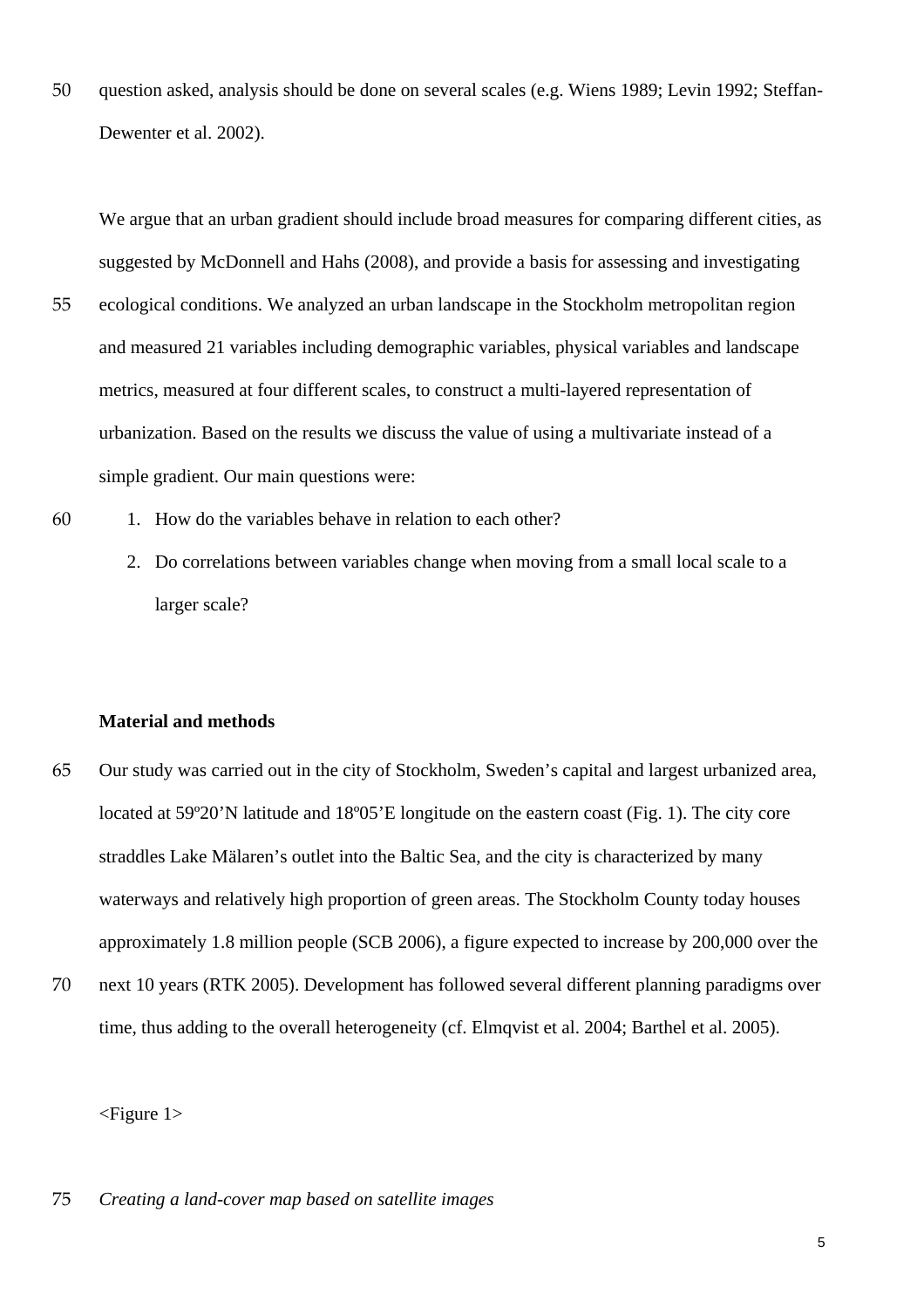question asked, analysis should be done on several scales (e.g. Wiens 1989; Levin 1992; Steffan-Dewenter et al. 2002).

We argue that an urban gradient should include broad measures for comparing different cities, as suggested by McDonnell and Hahs (2008), and provide a basis for assessing and investigating ecological conditions. We analyzed an urban landscape in the Stockholm metropolitan region and measured 21 variables including demographic variables, physical variables and landscape metrics, measured at four different scales, to construct a multi-layered representation of urbanization. Based on the results we discuss the value of using a multivariate instead of a simple gradient. Our main questions were:

1. How do the variables behave in relation to each other?
2. Do correlations between variables change when moving from a small local scale to a larger scale?

**Material and methods**

Our study was carried out in the city of Stockholm, Sweden's capital and largest urbanized area, located at 59º20'N latitude and 18º05'E longitude on the eastern coast (Fig. 1). The city core straddles Lake Mälaren's outlet into the Baltic Sea, and the city is characterized by many waterways and relatively high proportion of green areas. The Stockholm County today houses approximately 1.8 million people (SCB 2006), a figure expected to increase by 200,000 over the next 10 years (RTK 2005). Development has followed several different planning paradigms over time, thus adding to the overall heterogeneity (cf. Elmqvist et al. 2004; Barthel et al. 2005).

<Figure 1>

*Creating a land-cover map based on satellite images*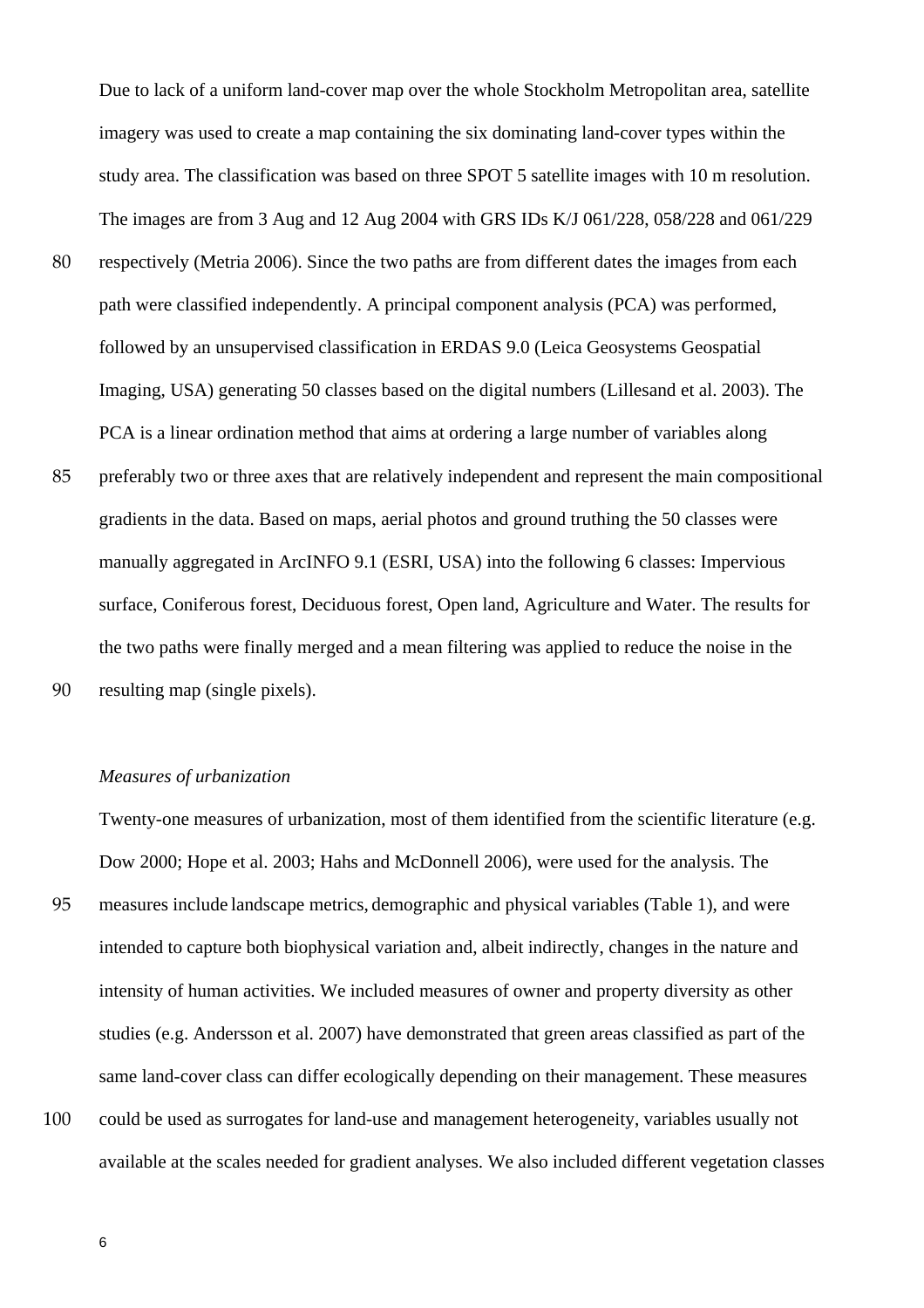Due to lack of a uniform land-cover map over the whole Stockholm Metropolitan area, satellite imagery was used to create a map containing the six dominating land-cover types within the study area. The classification was based on three SPOT 5 satellite images with 10 m resolution. The images are from 3 Aug and 12 Aug 2004 with GRS IDs K/J 061/228, 058/228 and 061/229 respectively (Metria 2006). Since the two paths are from different dates the images from each path were classified independently. A principal component analysis (PCA) was performed, followed by an unsupervised classification in ERDAS 9.0 (Leica Geosystems Geospatial Imaging, USA) generating 50 classes based on the digital numbers (Lillesand et al. 2003). The PCA is a linear ordination method that aims at ordering a large number of variables along preferably two or three axes that are relatively independent and represent the main compositional gradients in the data. Based on maps, aerial photos and ground truthing the 50 classes were manually aggregated in ArcINFO 9.1 (ESRI, USA) into the following 6 classes: Impervious surface, Coniferous forest, Deciduous forest, Open land, Agriculture and Water. The results for the two paths were finally merged and a mean filtering was applied to reduce the noise in the resulting map (single pixels).

*Measures of urbanization*

Twenty-one measures of urbanization, most of them identified from the scientific literature (e.g. Dow 2000; Hope et al. 2003; Hahs and McDonnell 2006), were used for the analysis. The measures include landscape metrics, demographic and physical variables (Table 1), and were intended to capture both biophysical variation and, albeit indirectly, changes in the nature and intensity of human activities. We included measures of owner and property diversity as other studies (e.g. Andersson et al. 2007) have demonstrated that green areas classified as part of the same land-cover class can differ ecologically depending on their management. These measures could be used as surrogates for land-use and management heterogeneity, variables usually not available at the scales needed for gradient analyses. We also included different vegetation classes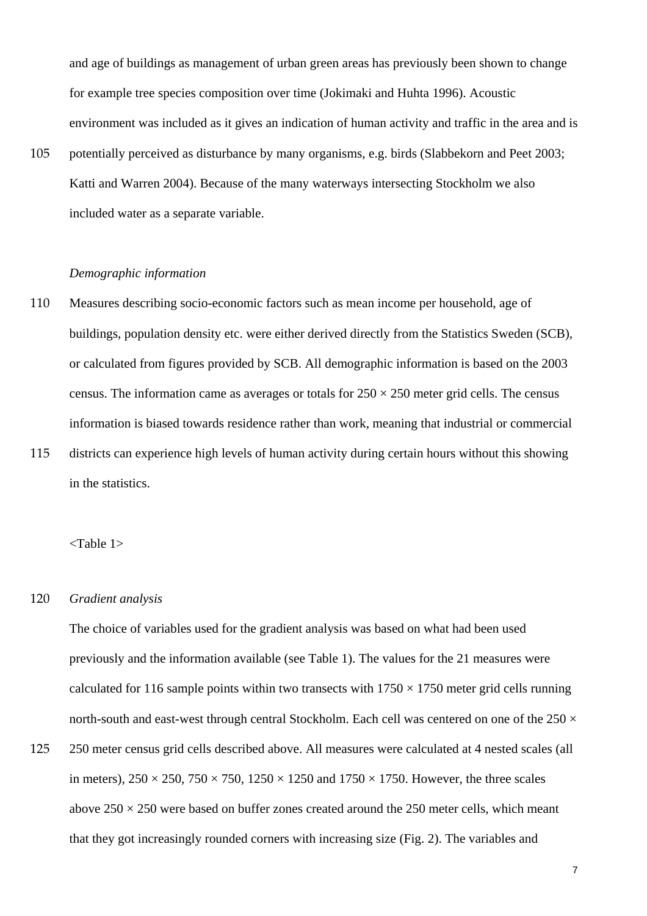and age of buildings as management of urban green areas has previously been shown to change for example tree species composition over time (Jokimaki and Huhta 1996). Acoustic environment was included as it gives an indication of human activity and traffic in the area and is potentially perceived as disturbance by many organisms, e.g. birds (Slabbekorn and Peet 2003; Katti and Warren 2004). Because of the many waterways intersecting Stockholm we also included water as a separate variable.

*Demographic information*

Measures describing socio-economic factors such as mean income per household, age of buildings, population density etc. were either derived directly from the Statistics Sweden (SCB), or calculated from figures provided by SCB. All demographic information is based on the 2003 census. The information came as averages or totals for 250 × 250 meter grid cells. The census information is biased towards residence rather than work, meaning that industrial or commercial districts can experience high levels of human activity during certain hours without this showing in the statistics.

<Table 1>

*Gradient analysis*

The choice of variables used for the gradient analysis was based on what had been used previously and the information available (see Table 1). The values for the 21 measures were calculated for 116 sample points within two transects with 1750 × 1750 meter grid cells running north-south and east-west through central Stockholm. Each cell was centered on one of the 250 × 250 meter census grid cells described above. All measures were calculated at 4 nested scales (all in meters), 250 × 250, 750 × 750, 1250 × 1250 and 1750 × 1750. However, the three scales above 250 × 250 were based on buffer zones created around the 250 meter cells, which meant that they got increasingly rounded corners with increasing size (Fig. 2). The variables and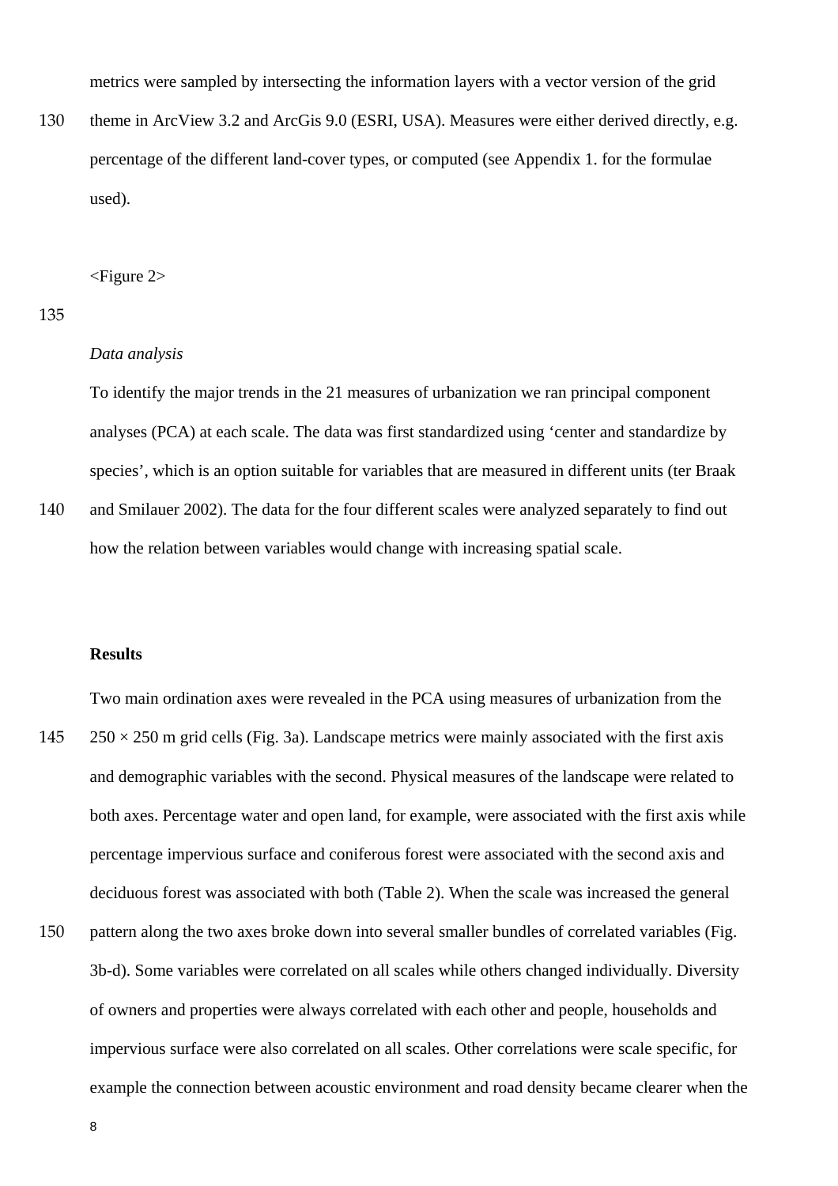metrics were sampled by intersecting the information layers with a vector version of the grid theme in ArcView 3.2 and ArcGis 9.0 (ESRI, USA). Measures were either derived directly, e.g. percentage of the different land-cover types, or computed (see Appendix 1. for the formulae used).

<Figure 2>

*Data analysis*

To identify the major trends in the 21 measures of urbanization we ran principal component analyses (PCA) at each scale. The data was first standardized using 'center and standardize by species', which is an option suitable for variables that are measured in different units (ter Braak and Smilauer 2002). The data for the four different scales were analyzed separately to find out how the relation between variables would change with increasing spatial scale.

**Results**

Two main ordination axes were revealed in the PCA using measures of urbanization from the $250 \times 250$ m grid cells (Fig. 3a). Landscape metrics were mainly associated with the first axis and demographic variables with the second. Physical measures of the landscape were related to both axes. Percentage water and open land, for example, were associated with the first axis while percentage impervious surface and coniferous forest were associated with the second axis and deciduous forest was associated with both (Table 2). When the scale was increased the general pattern along the two axes broke down into several smaller bundles of correlated variables (Fig. 3b-d). Some variables were correlated on all scales while others changed individually. Diversity of owners and properties were always correlated with each other and people, households and impervious surface were also correlated on all scales. Other correlations were scale specific, for example the connection between acoustic environment and road density became clearer when the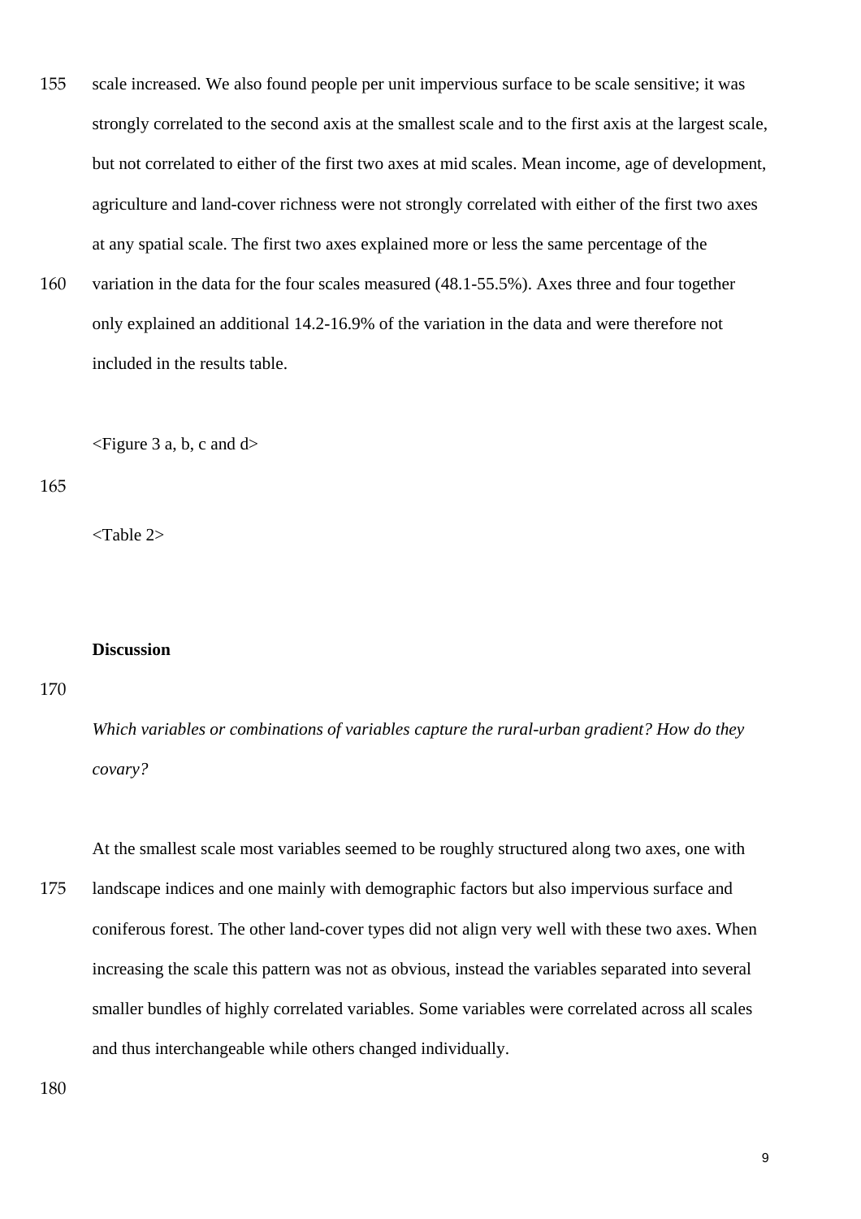scale increased. We also found people per unit impervious surface to be scale sensitive; it was strongly correlated to the second axis at the smallest scale and to the first axis at the largest scale, but not correlated to either of the first two axes at mid scales. Mean income, age of development, agriculture and land-cover richness were not strongly correlated with either of the first two axes at any spatial scale. The first two axes explained more or less the same percentage of the variation in the data for the four scales measured (48.1-55.5%). Axes three and four together only explained an additional 14.2-16.9% of the variation in the data and were therefore not included in the results table.

<Figure 3 a, b, c and d>

<Table 2>

**Discussion**

*Which variables or combinations of variables capture the rural-urban gradient? How do they covary?*

At the smallest scale most variables seemed to be roughly structured along two axes, one with landscape indices and one mainly with demographic factors but also impervious surface and coniferous forest. The other land-cover types did not align very well with these two axes. When increasing the scale this pattern was not as obvious, instead the variables separated into several smaller bundles of highly correlated variables. Some variables were correlated across all scales and thus interchangeable while others changed individually.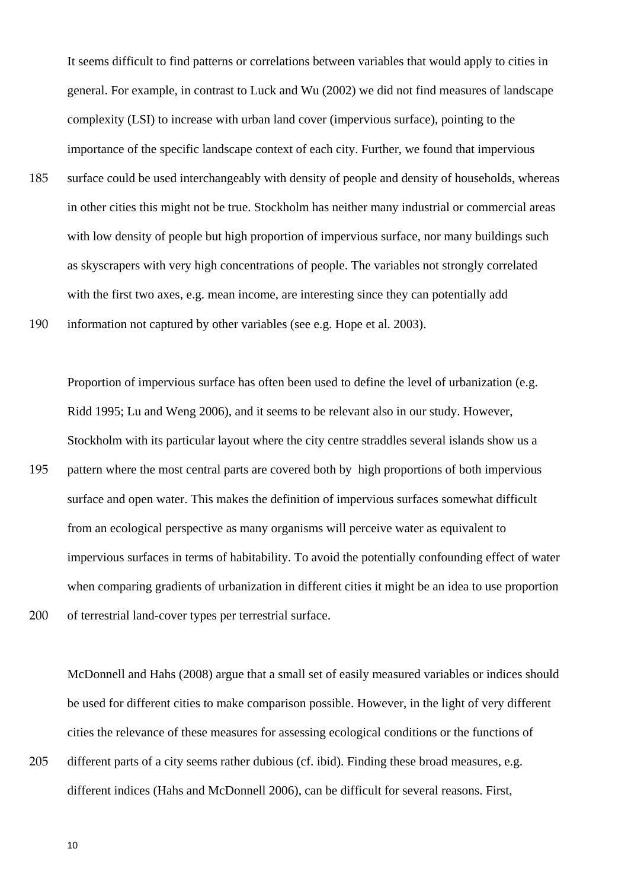It seems difficult to find patterns or correlations between variables that would apply to cities in general. For example, in contrast to Luck and Wu (2002) we did not find measures of landscape complexity (LSI) to increase with urban land cover (impervious surface), pointing to the importance of the specific landscape context of each city. Further, we found that impervious surface could be used interchangeably with density of people and density of households, whereas in other cities this might not be true. Stockholm has neither many industrial or commercial areas with low density of people but high proportion of impervious surface, nor many buildings such as skyscrapers with very high concentrations of people. The variables not strongly correlated with the first two axes, e.g. mean income, are interesting since they can potentially add information not captured by other variables (see e.g. Hope et al. 2003).

Proportion of impervious surface has often been used to define the level of urbanization (e.g. Ridd 1995; Lu and Weng 2006), and it seems to be relevant also in our study. However, Stockholm with its particular layout where the city centre straddles several islands show us a pattern where the most central parts are covered both by high proportions of both impervious surface and open water. This makes the definition of impervious surfaces somewhat difficult from an ecological perspective as many organisms will perceive water as equivalent to impervious surfaces in terms of habitability. To avoid the potentially confounding effect of water when comparing gradients of urbanization in different cities it might be an idea to use proportion of terrestrial land-cover types per terrestrial surface.

McDonnell and Hahs (2008) argue that a small set of easily measured variables or indices should be used for different cities to make comparison possible. However, in the light of very different cities the relevance of these measures for assessing ecological conditions or the functions of different parts of a city seems rather dubious (cf. ibid). Finding these broad measures, e.g. different indices (Hahs and McDonnell 2006), can be difficult for several reasons. First,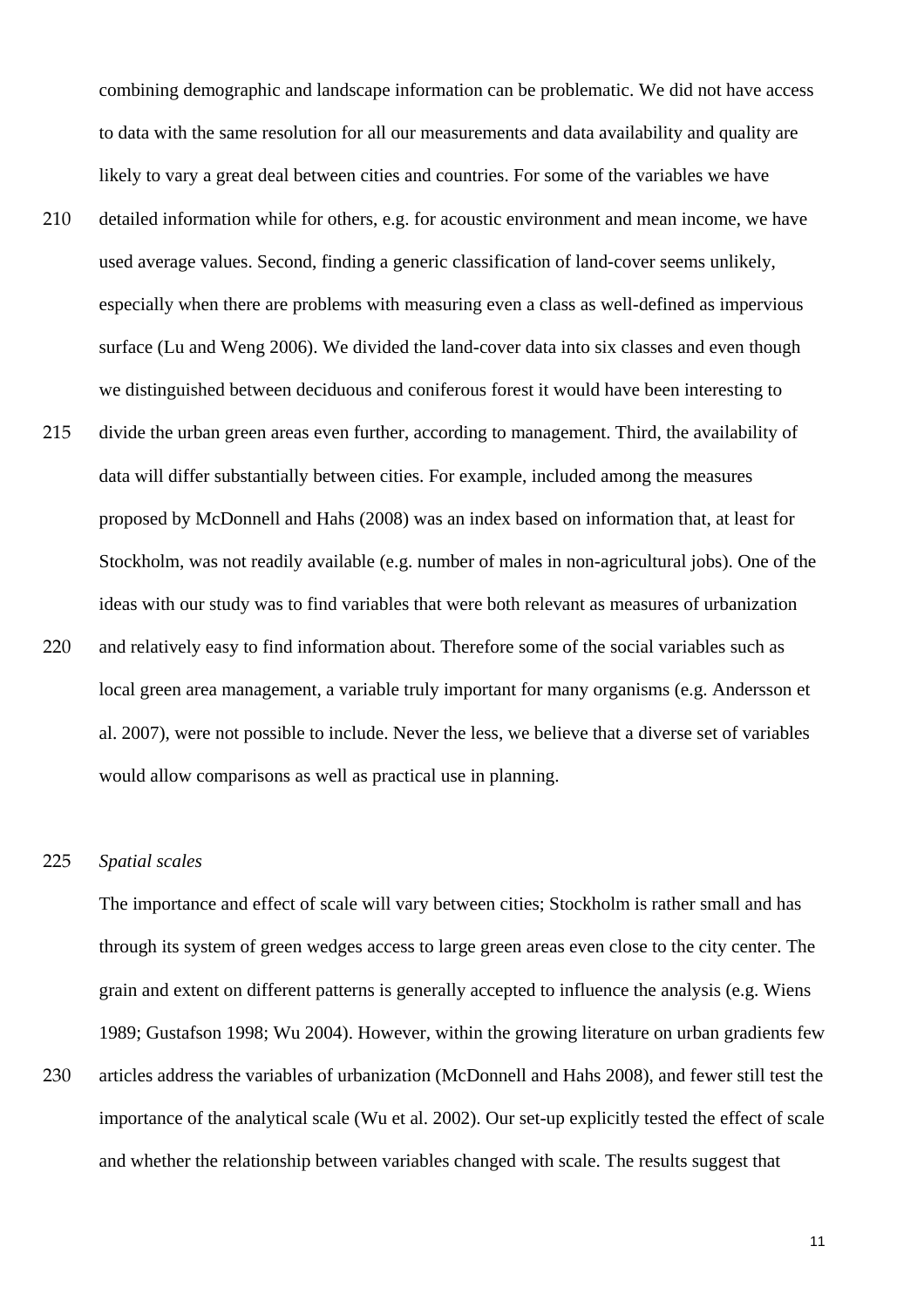combining demographic and landscape information can be problematic. We did not have access to data with the same resolution for all our measurements and data availability and quality are likely to vary a great deal between cities and countries. For some of the variables we have detailed information while for others, e.g. for acoustic environment and mean income, we have used average values. Second, finding a generic classification of land-cover seems unlikely, especially when there are problems with measuring even a class as well-defined as impervious surface (Lu and Weng 2006). We divided the land-cover data into six classes and even though we distinguished between deciduous and coniferous forest it would have been interesting to divide the urban green areas even further, according to management. Third, the availability of data will differ substantially between cities. For example, included among the measures proposed by McDonnell and Hahs (2008) was an index based on information that, at least for Stockholm, was not readily available (e.g. number of males in non-agricultural jobs). One of the ideas with our study was to find variables that were both relevant as measures of urbanization and relatively easy to find information about. Therefore some of the social variables such as local green area management, a variable truly important for many organisms (e.g. Andersson et al. 2007), were not possible to include. Never the less, we believe that a diverse set of variables would allow comparisons as well as practical use in planning.

*Spatial scales*

The importance and effect of scale will vary between cities; Stockholm is rather small and has through its system of green wedges access to large green areas even close to the city center. The grain and extent on different patterns is generally accepted to influence the analysis (e.g. Wiens 1989; Gustafson 1998; Wu 2004). However, within the growing literature on urban gradients few articles address the variables of urbanization (McDonnell and Hahs 2008), and fewer still test the importance of the analytical scale (Wu et al. 2002). Our set-up explicitly tested the effect of scale and whether the relationship between variables changed with scale. The results suggest that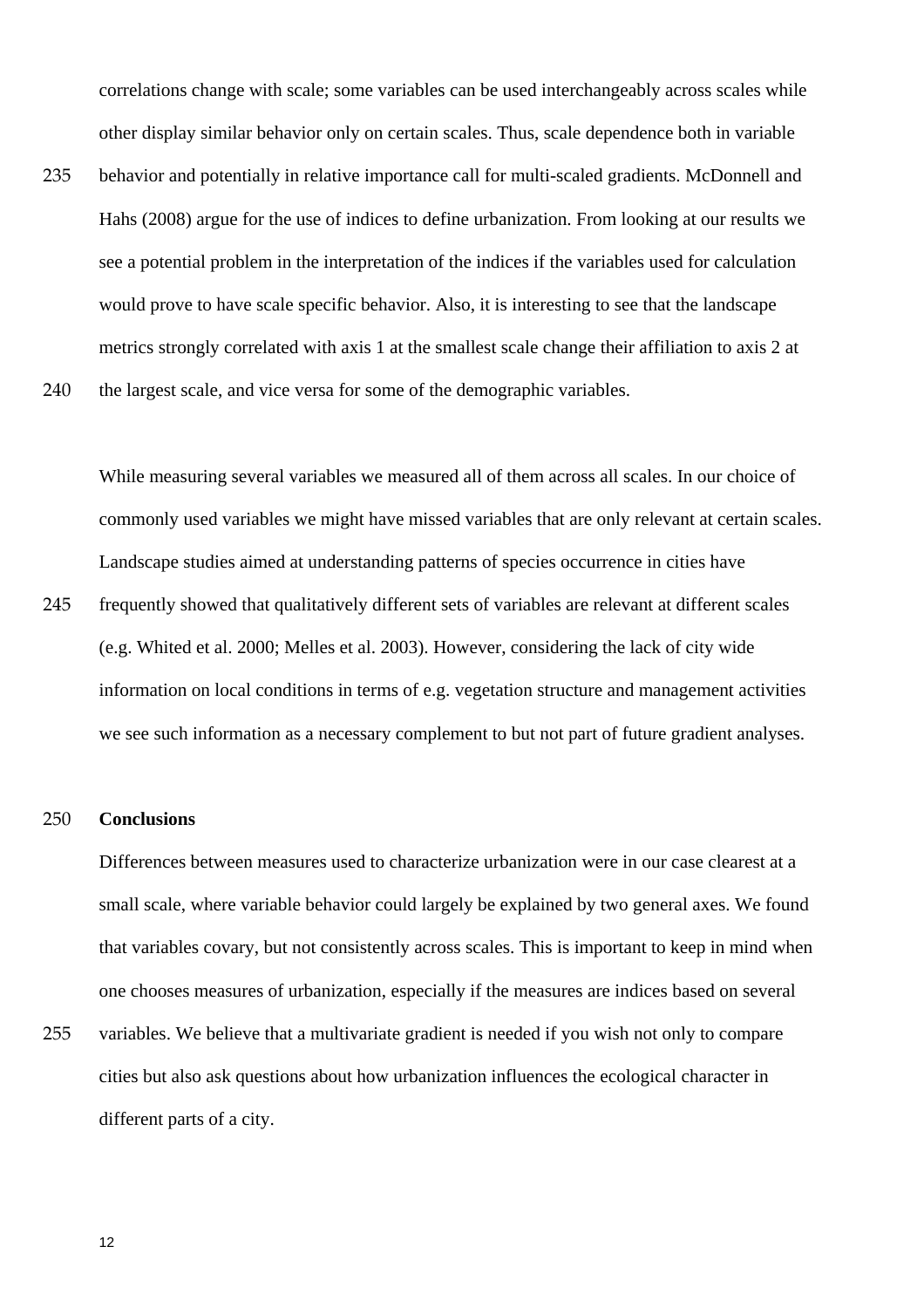correlations change with scale; some variables can be used interchangeably across scales while other display similar behavior only on certain scales. Thus, scale dependence both in variable behavior and potentially in relative importance call for multi-scaled gradients. McDonnell and Hahs (2008) argue for the use of indices to define urbanization. From looking at our results we see a potential problem in the interpretation of the indices if the variables used for calculation would prove to have scale specific behavior. Also, it is interesting to see that the landscape metrics strongly correlated with axis 1 at the smallest scale change their affiliation to axis 2 at the largest scale, and vice versa for some of the demographic variables.

While measuring several variables we measured all of them across all scales. In our choice of commonly used variables we might have missed variables that are only relevant at certain scales. Landscape studies aimed at understanding patterns of species occurrence in cities have frequently showed that qualitatively different sets of variables are relevant at different scales (e.g. Whited et al. 2000; Melles et al. 2003). However, considering the lack of city wide information on local conditions in terms of e.g. vegetation structure and management activities we see such information as a necessary complement to but not part of future gradient analyses.

## Conclusions

Differences between measures used to characterize urbanization were in our case clearest at a small scale, where variable behavior could largely be explained by two general axes. We found that variables covary, but not consistently across scales. This is important to keep in mind when one chooses measures of urbanization, especially if the measures are indices based on several variables. We believe that a multivariate gradient is needed if you wish not only to compare cities but also ask questions about how urbanization influences the ecological character in different parts of a city.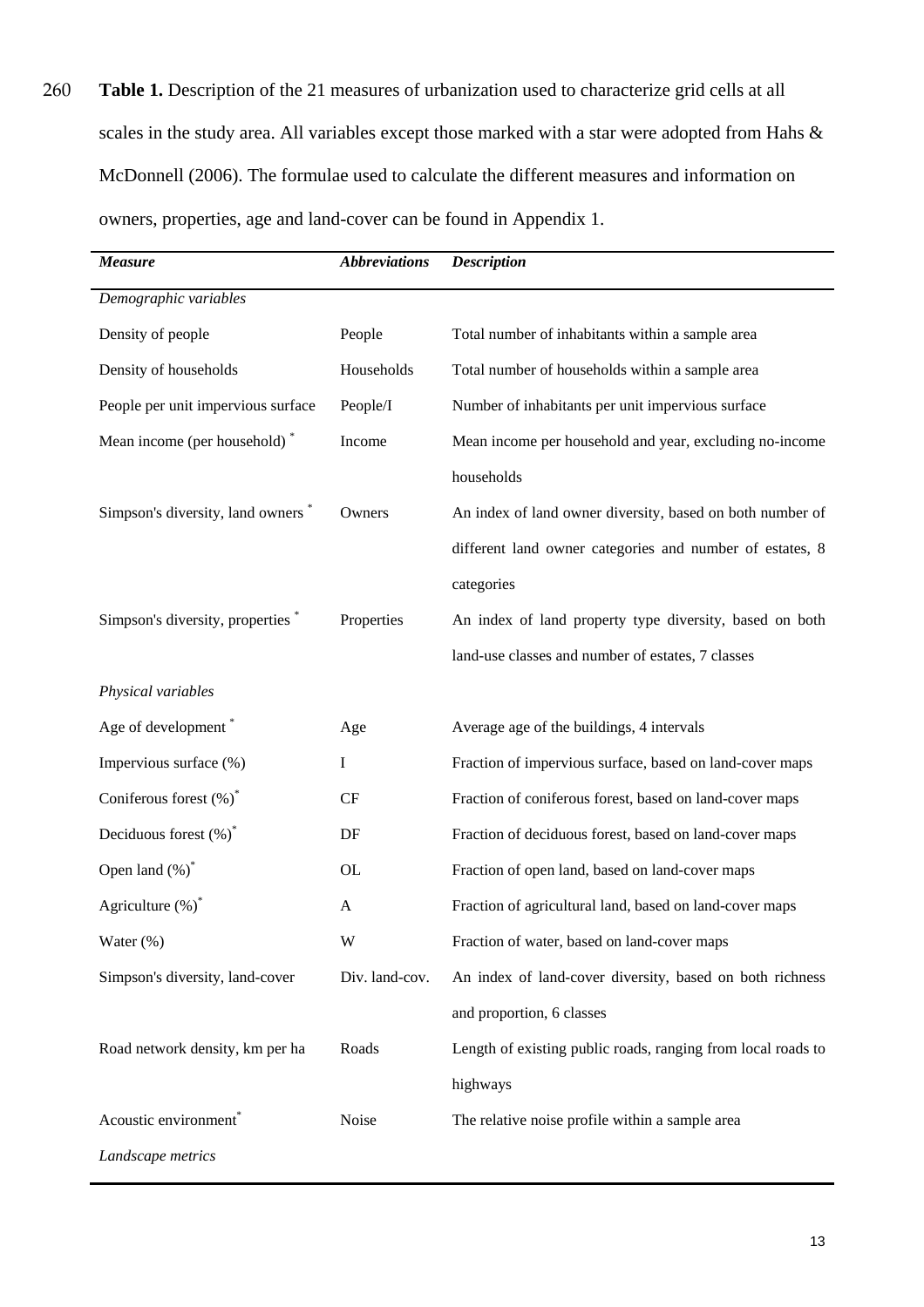**Table 1.** Description of the 21 measures of urbanization used to characterize grid cells at all scales in the study area. All variables except those marked with a star were adopted from Hahs & McDonnell (2006). The formulae used to calculate the different measures and information on owners, properties, age and land-cover can be found in Appendix 1.

| *Measure* | *Abbreviations* | *Description* |
|---|---|---|
| *Demographic variables* | | |
| Density of people | People | Total number of inhabitants within a sample area |
| Density of households | Households | Total number of households within a sample area |
| People per unit impervious surface | People/I | Number of inhabitants per unit impervious surface |
| Mean income (per household) * | Income | Mean income per household and year, excluding no-income households |
| Simpson's diversity, land owners * | Owners | An index of land owner diversity, based on both number of different land owner categories and number of estates, 8 categories |
| Simpson's diversity, properties * | Properties | An index of land property type diversity, based on both land-use classes and number of estates, 7 classes |
| *Physical variables* | | |
| Age of development * | Age | Average age of the buildings, 4 intervals |
| Impervious surface (%) | I | Fraction of impervious surface, based on land-cover maps |
| Coniferous forest (%)* | CF | Fraction of coniferous forest, based on land-cover maps |
| Deciduous forest (%)* | DF | Fraction of deciduous forest, based on land-cover maps |
| Open land (%)* | OL | Fraction of open land, based on land-cover maps |
| Agriculture (%)* | A | Fraction of agricultural land, based on land-cover maps |
| Water (%) | W | Fraction of water, based on land-cover maps |
| Simpson's diversity, land-cover | Div. land-cov. | An index of land-cover diversity, based on both richness and proportion, 6 classes |
| Road network density, km per ha | Roads | Length of existing public roads, ranging from local roads to highways |
| Acoustic environment* | Noise | The relative noise profile within a sample area |
| *Landscape metrics* | | |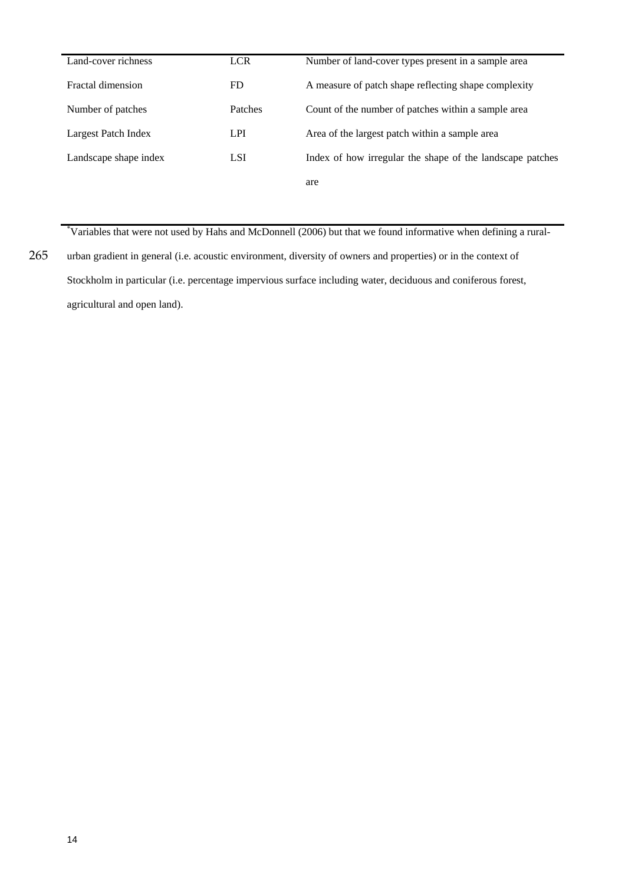| | | |
|---|---|---|
| Land-cover richness | LCR | Number of land-cover types present in a sample area |
| Fractal dimension | FD | A measure of patch shape reflecting shape complexity |
| Number of patches | Patches | Count of the number of patches within a sample area |
| Largest Patch Index | LPI | Area of the largest patch within a sample area |
| Landscape shape index | LSI | Index of how irregular the shape of the landscape patches are |

*Variables that were not used by Hahs and McDonnell (2006) but that we found informative when defining a rural-urban gradient in general (i.e. acoustic environment, diversity of owners and properties) or in the context of Stockholm in particular (i.e. percentage impervious surface including water, deciduous and coniferous forest, agricultural and open land).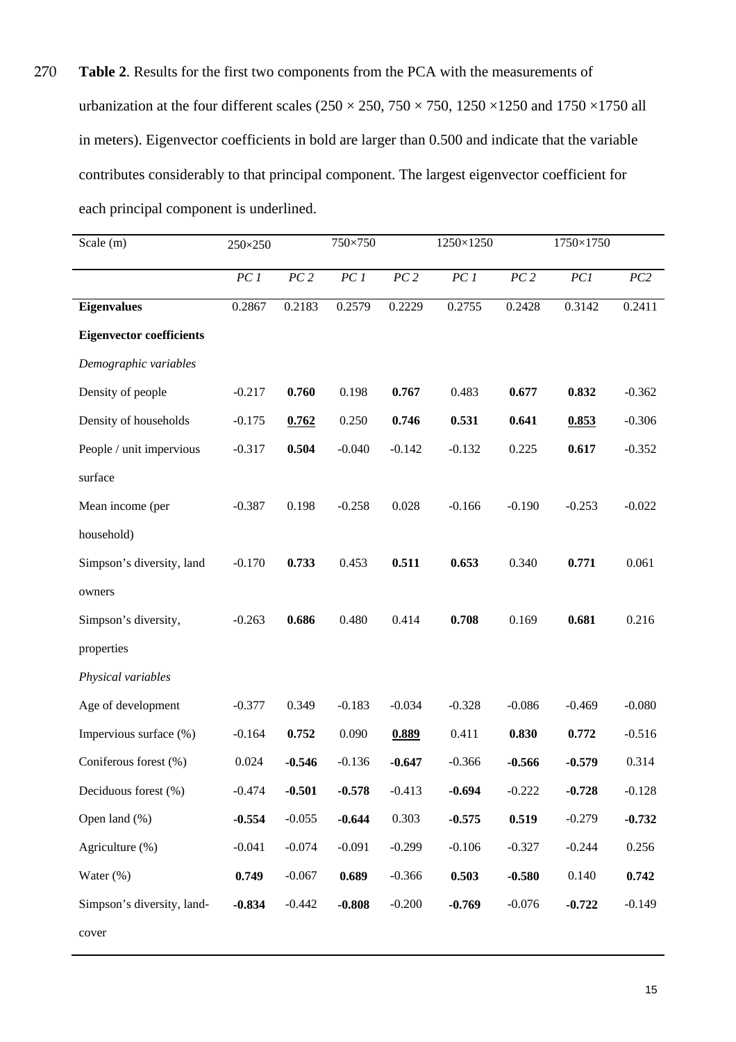270 **Table 2**. Results for the first two components from the PCA with the measurements of urbanization at the four different scales (250 × 250, 750 × 750, 1250 ×1250 and 1750 ×1750 all in meters). Eigenvector coefficients in bold are larger than 0.500 and indicate that the variable contributes considerably to that principal component. The largest eigenvector coefficient for each principal component is underlined.

| Scale (m) | 250×250 | | 750×750 | | 1250×1250 | | 1750×1750 | |
|---|---|---|---|---|---|---|---|---|
| | *PC 1* | *PC 2* | *PC 1* | *PC 2* | *PC 1* | *PC 2* | *PC1* | *PC2* |
| **Eigenvalues** | 0.2867 | 0.2183 | 0.2579 | 0.2229 | 0.2755 | 0.2428 | 0.3142 | 0.2411 |
| **Eigenvector coefficients** | | | | | | | | |
| *Demographic variables* | | | | | | | | |
| Density of people | -0.217 | **0.760** | 0.198 | **0.767** | 0.483 | **0.677** | **0.832** | -0.362 |
| Density of households | -0.175 | <u>**0.762**</u> | 0.250 | **0.746** | **0.531** | **0.641** | <u>**0.853**</u> | -0.306 |
| People / unit impervious surface | -0.317 | **0.504** | -0.040 | -0.142 | -0.132 | 0.225 | **0.617** | -0.352 |
| Mean income (per household) | -0.387 | 0.198 | -0.258 | 0.028 | -0.166 | -0.190 | -0.253 | -0.022 |
| Simpson's diversity, land owners | -0.170 | **0.733** | 0.453 | **0.511** | **0.653** | 0.340 | **0.771** | 0.061 |
| Simpson's diversity, properties | -0.263 | **0.686** | 0.480 | 0.414 | **0.708** | 0.169 | **0.681** | 0.216 |
| *Physical variables* | | | | | | | | |
| Age of development | -0.377 | 0.349 | -0.183 | -0.034 | -0.328 | -0.086 | -0.469 | -0.080 |
| Impervious surface (%) | -0.164 | **0.752** | 0.090 | <u>**0.889**</u> | 0.411 | **0.830** | **0.772** | -0.516 |
| Coniferous forest (%) | 0.024 | **-0.546** | -0.136 | **-0.647** | -0.366 | **-0.566** | **-0.579** | 0.314 |
| Deciduous forest (%) | -0.474 | **-0.501** | **-0.578** | -0.413 | **-0.694** | -0.222 | **-0.728** | -0.128 |
| Open land (%) | **-0.554** | -0.055 | **-0.644** | 0.303 | **-0.575** | **0.519** | -0.279 | **-0.732** |
| Agriculture (%) | -0.041 | -0.074 | -0.091 | -0.299 | -0.106 | -0.327 | -0.244 | 0.256 |
| Water (%) | **0.749** | -0.067 | **0.689** | -0.366 | **0.503** | **-0.580** | 0.140 | **0.742** |
| Simpson's diversity, land-cover | **-0.834** | -0.442 | **-0.808** | -0.200 | **-0.769** | -0.076 | **-0.722** | -0.149 |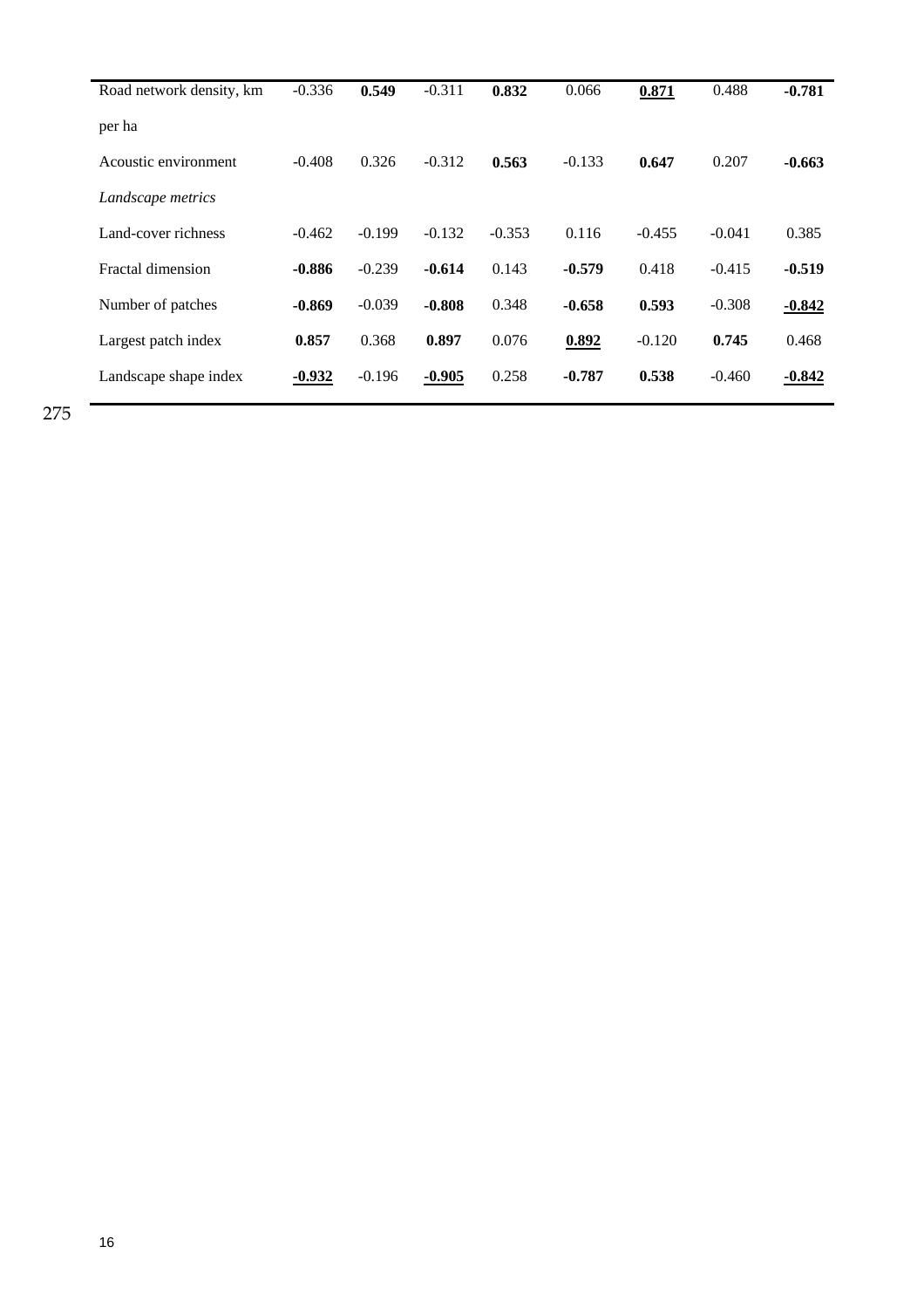| Road network density, km per ha | -0.336 | **0.549** | -0.311 | **0.832** | 0.066 | **<u>0.871</u>** | 0.488 | **-0.781** |
|---|---|---|---|---|---|---|---|---|
| Acoustic environment | -0.408 | 0.326 | -0.312 | **0.563** | -0.133 | **0.647** | 0.207 | **-0.663** |
| *Landscape metrics* | | | | | | | | |
| Land-cover richness | -0.462 | -0.199 | -0.132 | -0.353 | 0.116 | -0.455 | -0.041 | 0.385 |
| Fractal dimension | **-0.886** | -0.239 | **-0.614** | 0.143 | **-0.579** | 0.418 | -0.415 | **-0.519** |
| Number of patches | **-0.869** | -0.039 | **-0.808** | 0.348 | **-0.658** | **0.593** | -0.308 | **<u>-0.842</u>** |
| Largest patch index | **0.857** | 0.368 | **0.897** | 0.076 | **<u>0.892</u>** | -0.120 | **0.745** | 0.468 |
| Landscape shape index | **<u>-0.932</u>** | -0.196 | **<u>-0.905</u>** | 0.258 | **-0.787** | **0.538** | -0.460 | **<u>-0.842</u>** |

275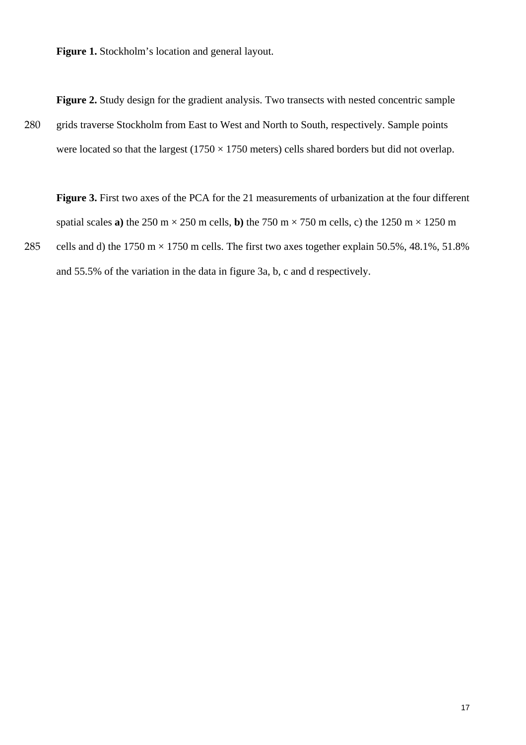**Figure 1.** Stockholm's location and general layout.

**Figure 2.** Study design for the gradient analysis. Two transects with nested concentric sample grids traverse Stockholm from East to West and North to South, respectively. Sample points were located so that the largest (1750 × 1750 meters) cells shared borders but did not overlap.

**Figure 3.** First two axes of the PCA for the 21 measurements of urbanization at the four different spatial scales **a)** the 250 m × 250 m cells, **b)** the 750 m × 750 m cells, c) the 1250 m × 1250 m cells and d) the 1750 m × 1750 m cells. The first two axes together explain 50.5%, 48.1%, 51.8% and 55.5% of the variation in the data in figure 3a, b, c and d respectively.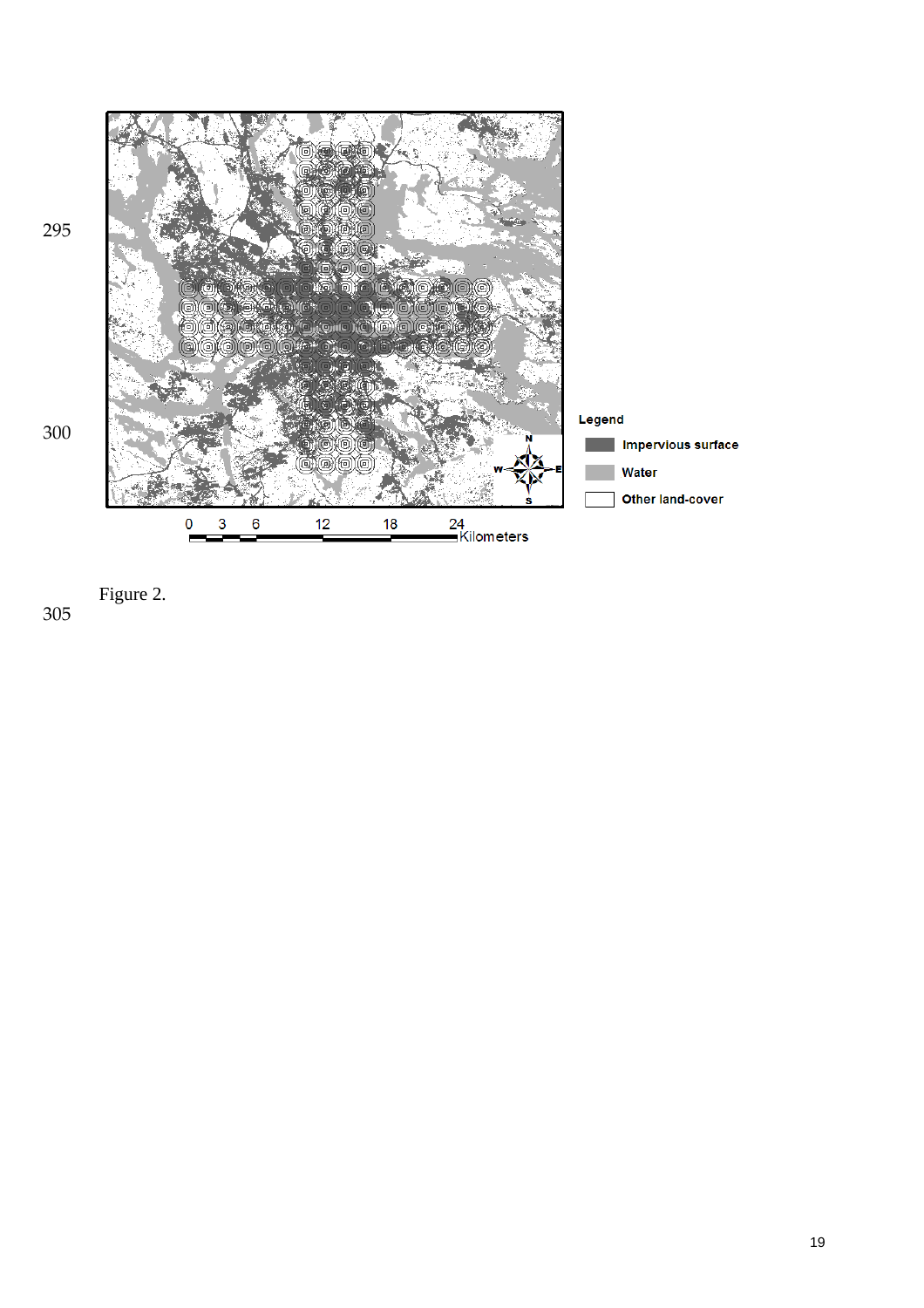Figure 2.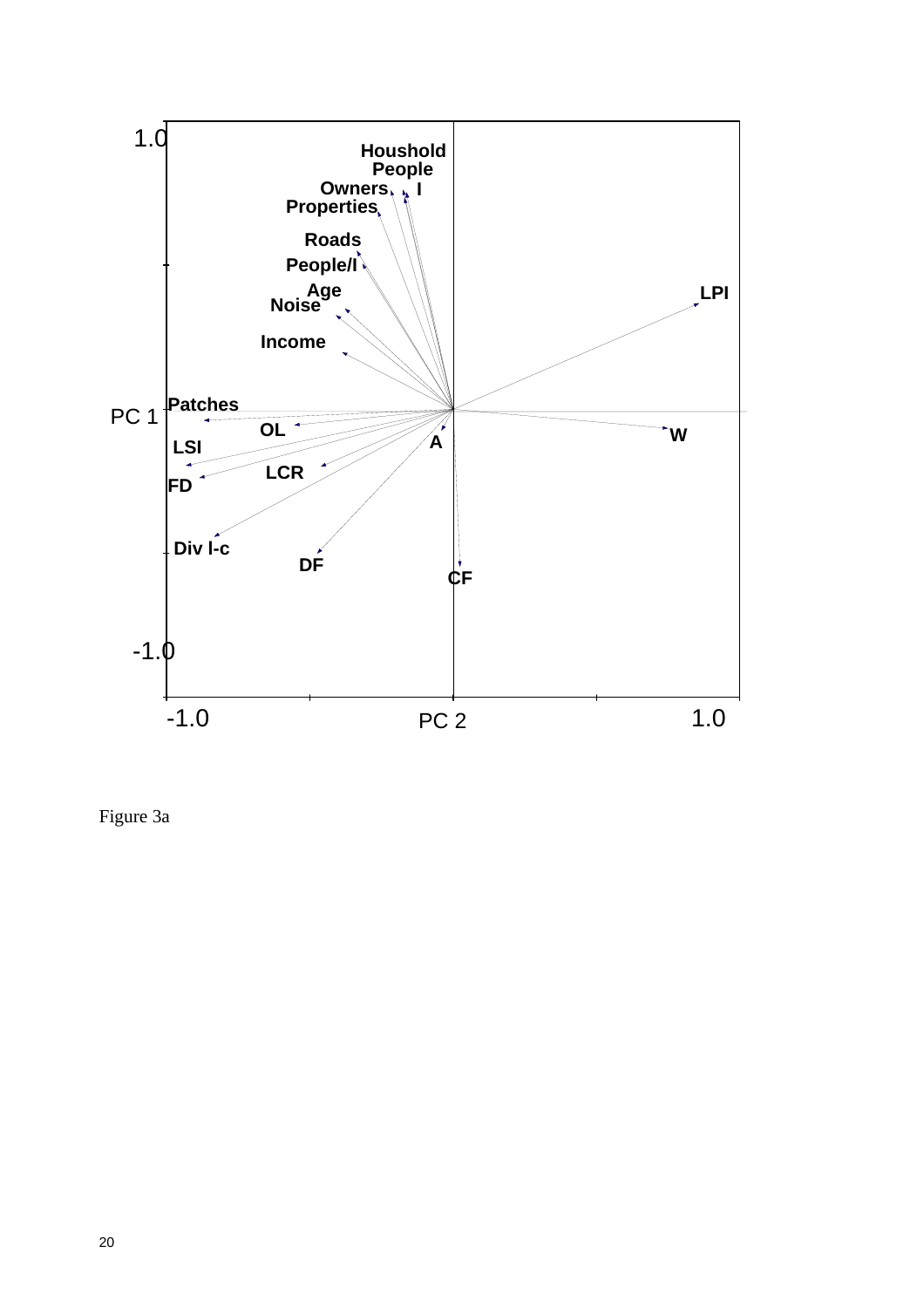Figure 3a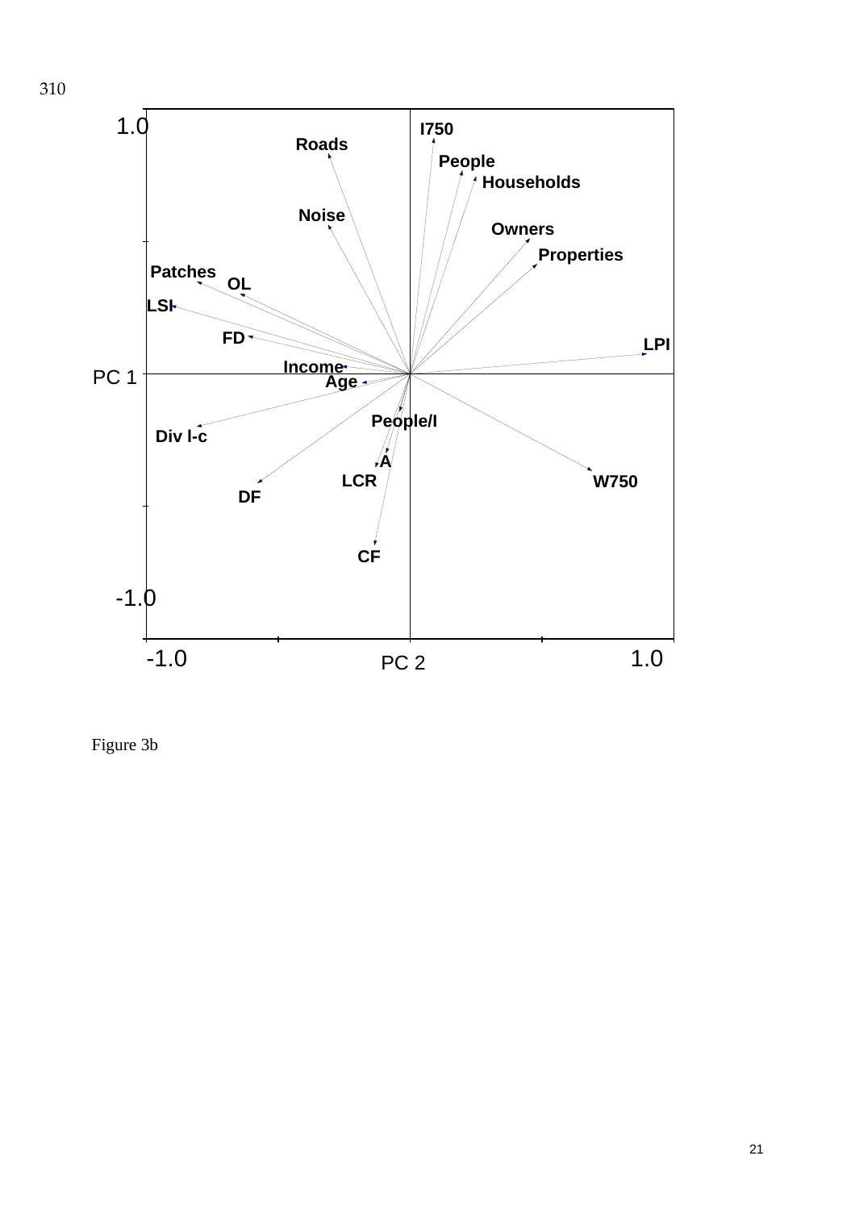310

Figure 3b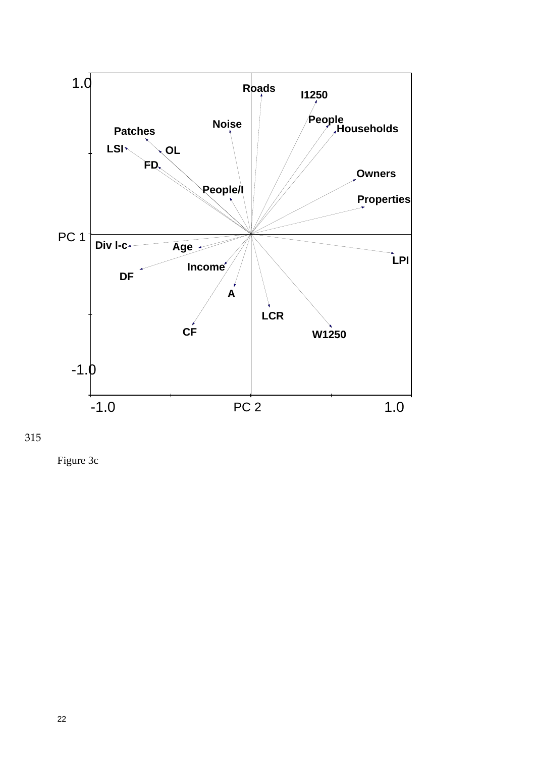Figure 3c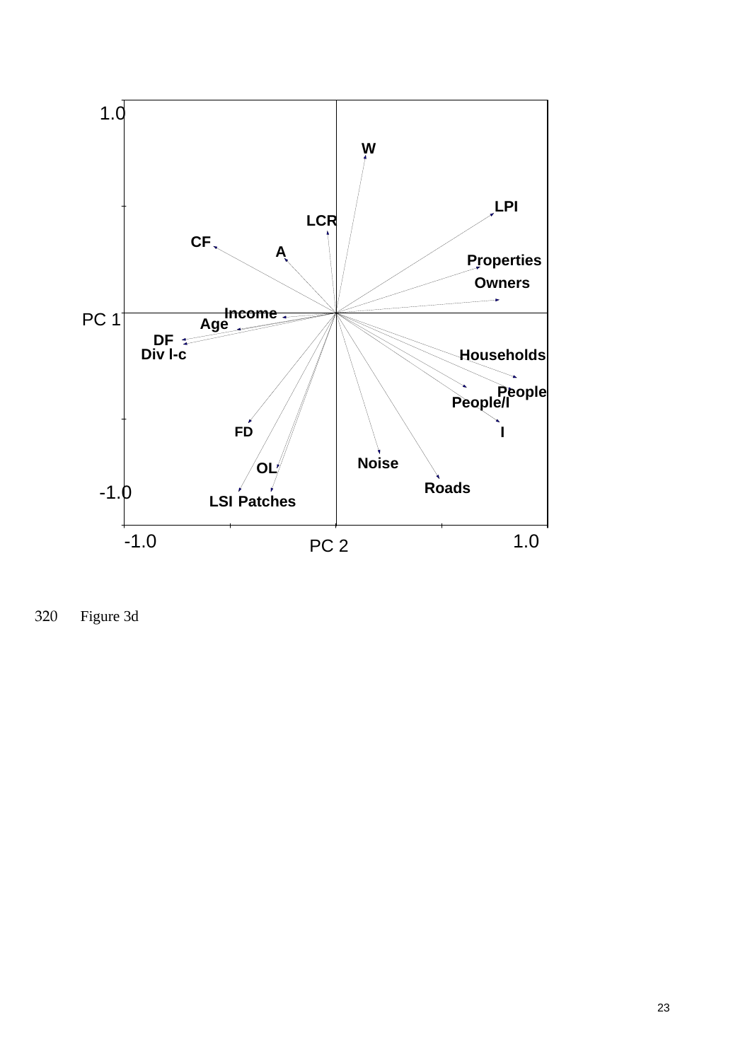320 Figure 3d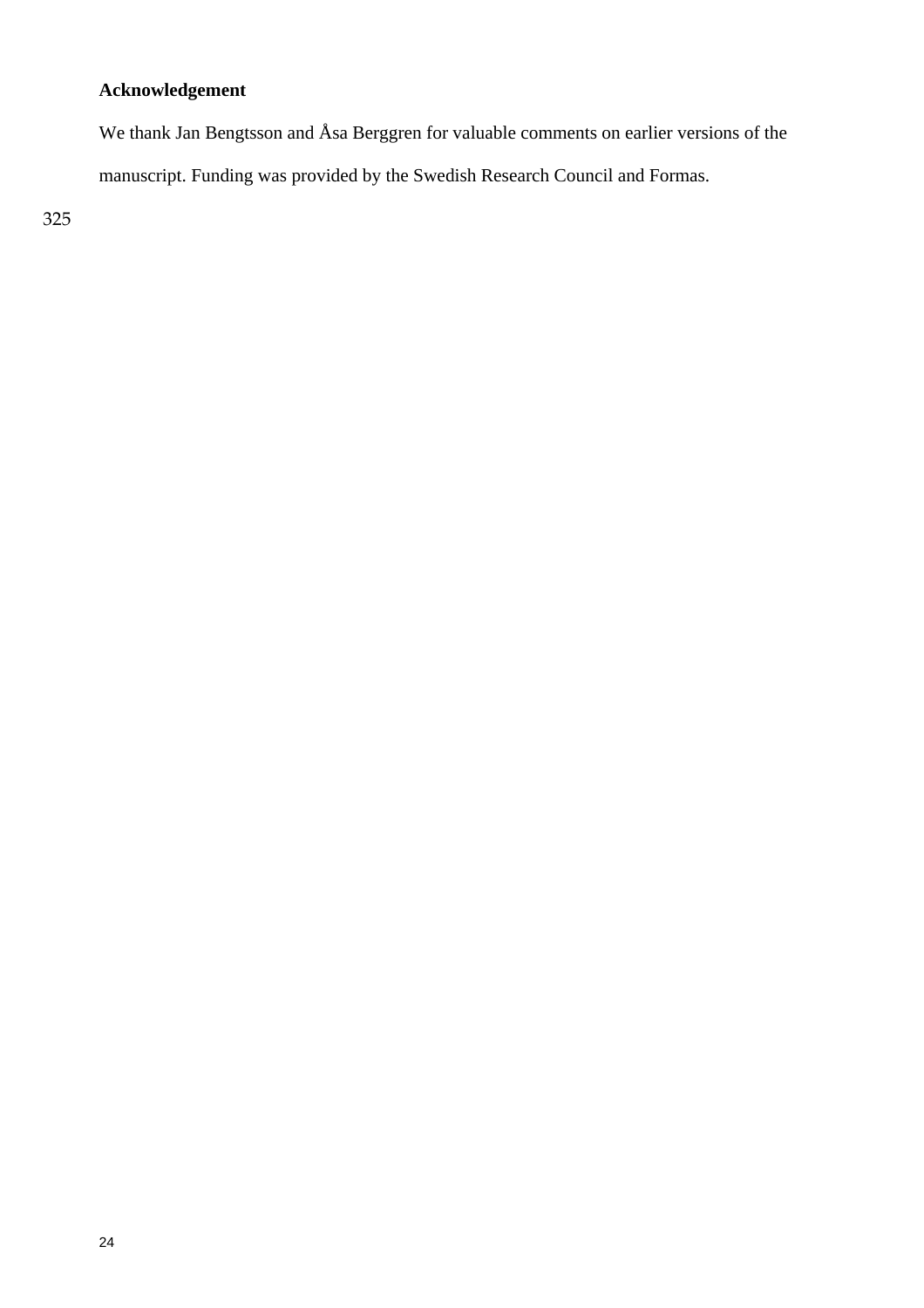## Acknowledgement

We thank Jan Bengtsson and Åsa Berggren for valuable comments on earlier versions of the manuscript. Funding was provided by the Swedish Research Council and Formas.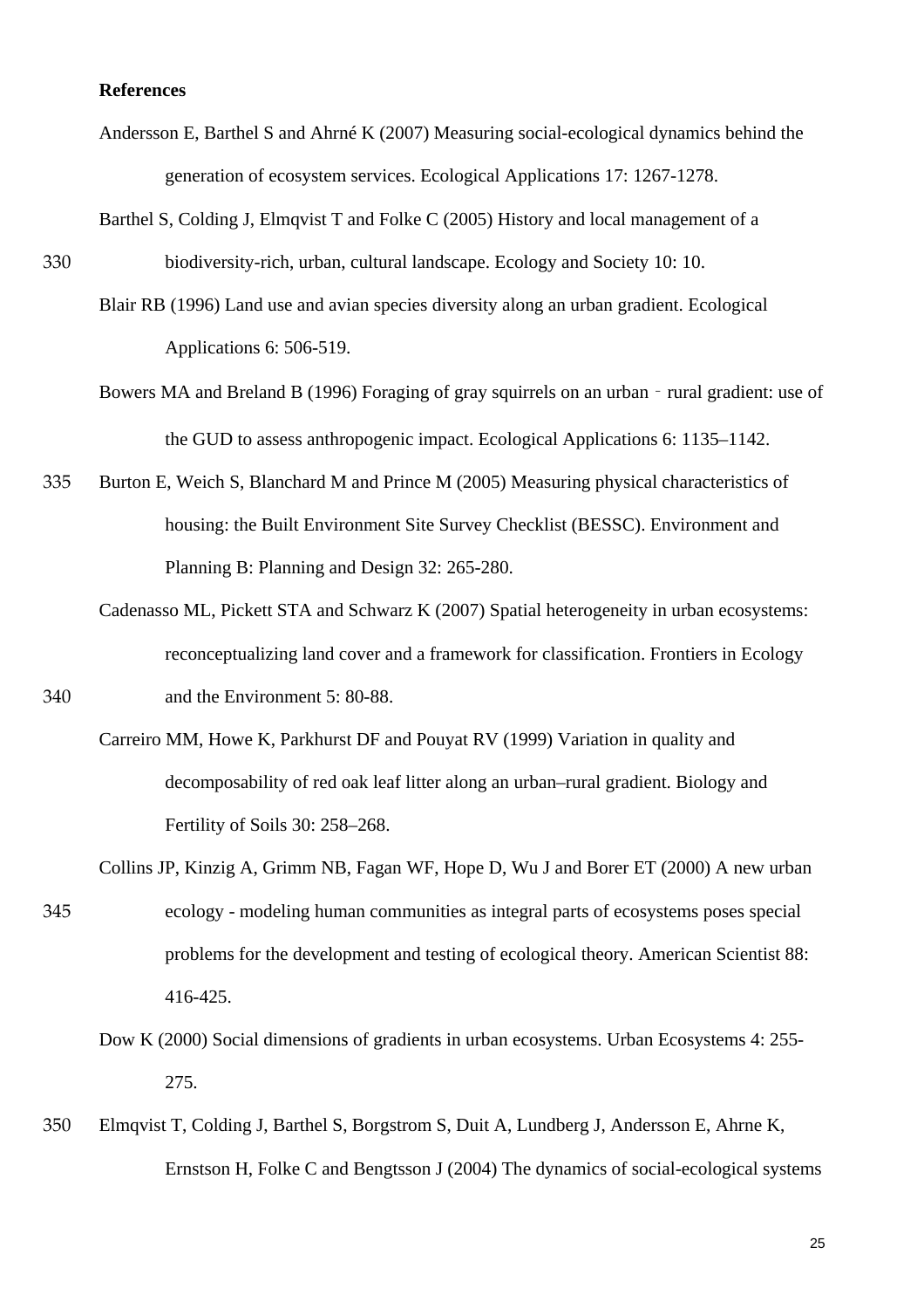**References**

Andersson E, Barthel S and Ahrné K (2007) Measuring social-ecological dynamics behind the generation of ecosystem services. Ecological Applications 17: 1267-1278.

Barthel S, Colding J, Elmqvist T and Folke C (2005) History and local management of a biodiversity-rich, urban, cultural landscape. Ecology and Society 10: 10.

Blair RB (1996) Land use and avian species diversity along an urban gradient. Ecological Applications 6: 506-519.

Bowers MA and Breland B (1996) Foraging of gray squirrels on an urban‐rural gradient: use of the GUD to assess anthropogenic impact. Ecological Applications 6: 1135–1142.

Burton E, Weich S, Blanchard M and Prince M (2005) Measuring physical characteristics of housing: the Built Environment Site Survey Checklist (BESSC). Environment and Planning B: Planning and Design 32: 265-280.

Cadenasso ML, Pickett STA and Schwarz K (2007) Spatial heterogeneity in urban ecosystems: reconceptualizing land cover and a framework for classification. Frontiers in Ecology and the Environment 5: 80-88.

Carreiro MM, Howe K, Parkhurst DF and Pouyat RV (1999) Variation in quality and decomposability of red oak leaf litter along an urban–rural gradient. Biology and Fertility of Soils 30: 258–268.

Collins JP, Kinzig A, Grimm NB, Fagan WF, Hope D, Wu J and Borer ET (2000) A new urban ecology - modeling human communities as integral parts of ecosystems poses special problems for the development and testing of ecological theory. American Scientist 88: 416-425.

Dow K (2000) Social dimensions of gradients in urban ecosystems. Urban Ecosystems 4: 255-275.

Elmqvist T, Colding J, Barthel S, Borgstrom S, Duit A, Lundberg J, Andersson E, Ahrne K, Ernstson H, Folke C and Bengtsson J (2004) The dynamics of social-ecological systems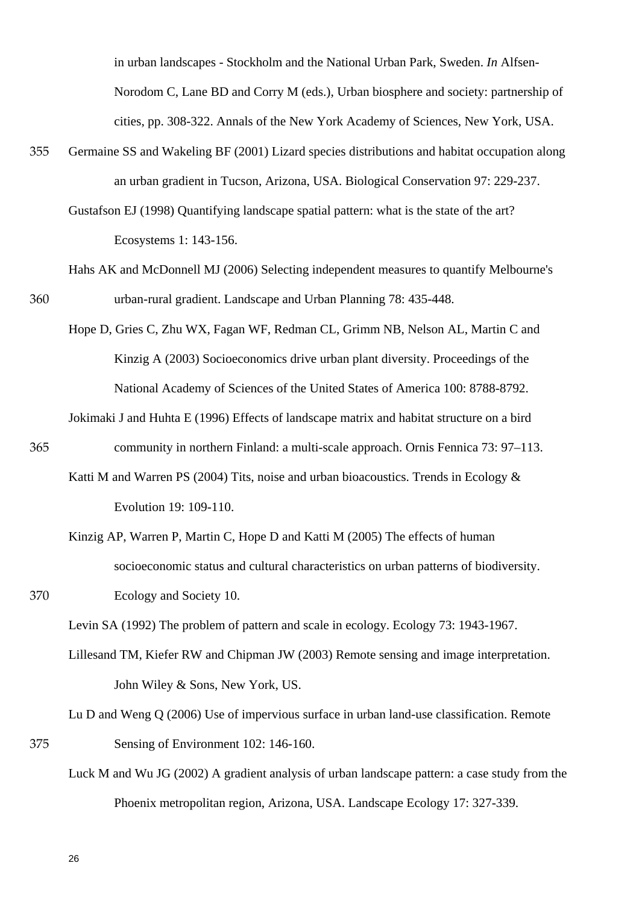in urban landscapes - Stockholm and the National Urban Park, Sweden. *In* Alfsen-Norodom C, Lane BD and Corry M (eds.), Urban biosphere and society: partnership of cities, pp. 308-322. Annals of the New York Academy of Sciences, New York, USA.

Germaine SS and Wakeling BF (2001) Lizard species distributions and habitat occupation along an urban gradient in Tucson, Arizona, USA. Biological Conservation 97: 229-237.

Gustafson EJ (1998) Quantifying landscape spatial pattern: what is the state of the art? Ecosystems 1: 143-156.

Hahs AK and McDonnell MJ (2006) Selecting independent measures to quantify Melbourne's urban-rural gradient. Landscape and Urban Planning 78: 435-448.

Hope D, Gries C, Zhu WX, Fagan WF, Redman CL, Grimm NB, Nelson AL, Martin C and Kinzig A (2003) Socioeconomics drive urban plant diversity. Proceedings of the National Academy of Sciences of the United States of America 100: 8788-8792.

Jokimaki J and Huhta E (1996) Effects of landscape matrix and habitat structure on a bird community in northern Finland: a multi-scale approach. Ornis Fennica 73: 97–113.

Katti M and Warren PS (2004) Tits, noise and urban bioacoustics. Trends in Ecology & Evolution 19: 109-110.

Kinzig AP, Warren P, Martin C, Hope D and Katti M (2005) The effects of human socioeconomic status and cultural characteristics on urban patterns of biodiversity. Ecology and Society 10.

Levin SA (1992) The problem of pattern and scale in ecology. Ecology 73: 1943-1967.

Lillesand TM, Kiefer RW and Chipman JW (2003) Remote sensing and image interpretation. John Wiley & Sons, New York, US.

Lu D and Weng Q (2006) Use of impervious surface in urban land-use classification. Remote Sensing of Environment 102: 146-160.

Luck M and Wu JG (2002) A gradient analysis of urban landscape pattern: a case study from the Phoenix metropolitan region, Arizona, USA. Landscape Ecology 17: 327-339.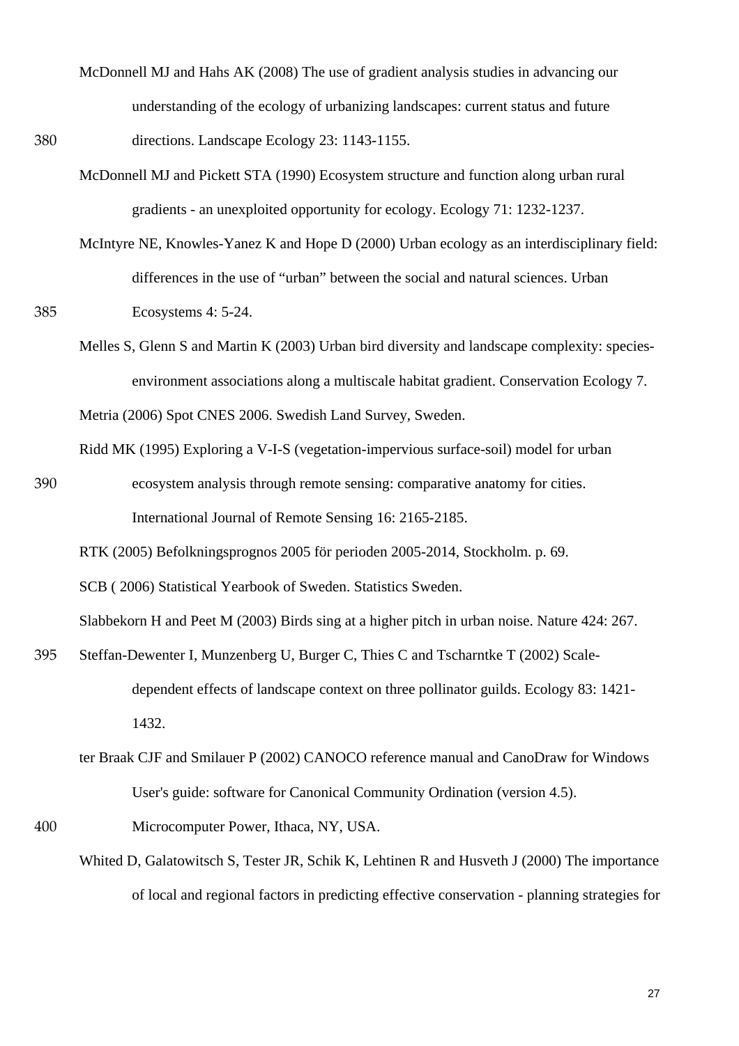McDonnell MJ and Hahs AK (2008) The use of gradient analysis studies in advancing our understanding of the ecology of urbanizing landscapes: current status and future directions. Landscape Ecology 23: 1143-1155.

McDonnell MJ and Pickett STA (1990) Ecosystem structure and function along urban rural gradients - an unexploited opportunity for ecology. Ecology 71: 1232-1237.

McIntyre NE, Knowles-Yanez K and Hope D (2000) Urban ecology as an interdisciplinary field: differences in the use of "urban" between the social and natural sciences. Urban Ecosystems 4: 5-24.

Melles S, Glenn S and Martin K (2003) Urban bird diversity and landscape complexity: species-environment associations along a multiscale habitat gradient. Conservation Ecology 7.

Metria (2006) Spot CNES 2006. Swedish Land Survey, Sweden.

Ridd MK (1995) Exploring a V-I-S (vegetation-impervious surface-soil) model for urban ecosystem analysis through remote sensing: comparative anatomy for cities. International Journal of Remote Sensing 16: 2165-2185.

RTK (2005) Befolkningsprognos 2005 för perioden 2005-2014, Stockholm. p. 69.

SCB ( 2006) Statistical Yearbook of Sweden. Statistics Sweden.

Slabbekorn H and Peet M (2003) Birds sing at a higher pitch in urban noise. Nature 424: 267.

Steffan-Dewenter I, Munzenberg U, Burger C, Thies C and Tscharntke T (2002) Scale-dependent effects of landscape context on three pollinator guilds. Ecology 83: 1421-1432.

ter Braak CJF and Smilauer P (2002) CANOCO reference manual and CanoDraw for Windows User's guide: software for Canonical Community Ordination (version 4.5). Microcomputer Power, Ithaca, NY, USA.

Whited D, Galatowitsch S, Tester JR, Schik K, Lehtinen R and Husveth J (2000) The importance of local and regional factors in predicting effective conservation - planning strategies for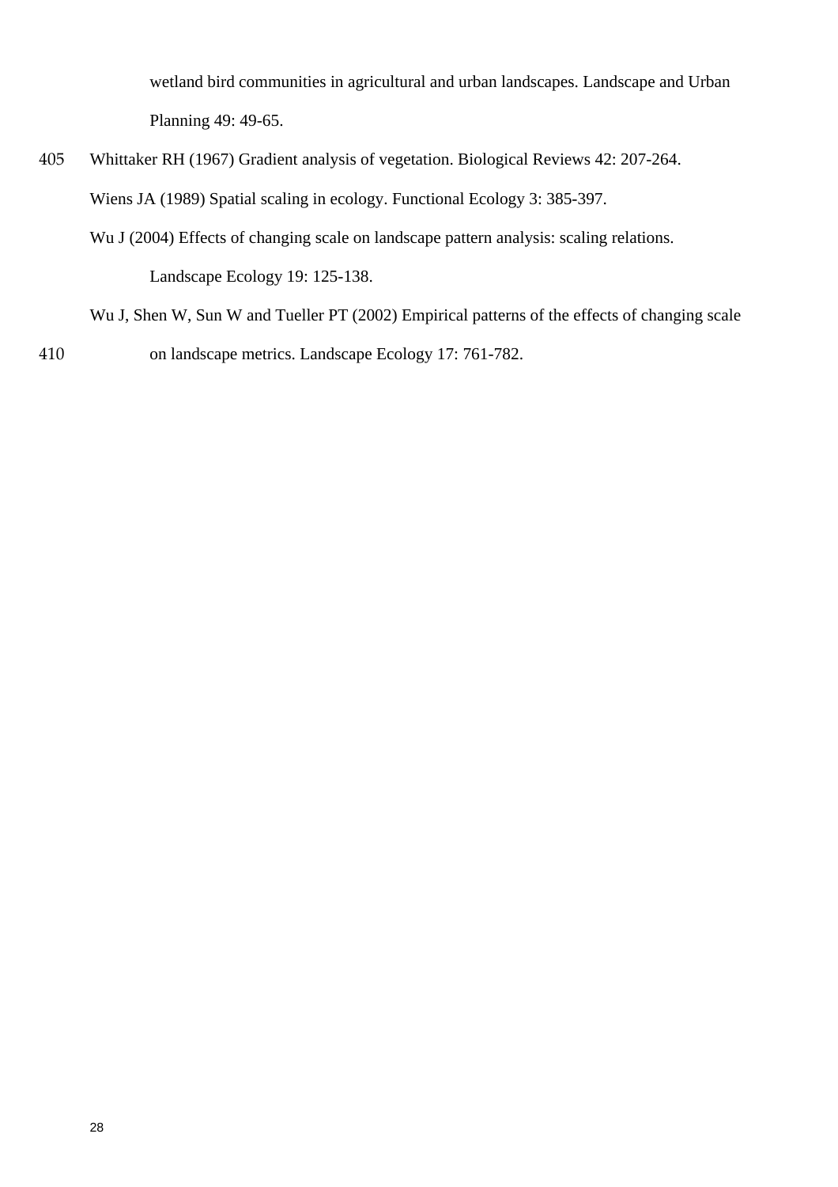wetland bird communities in agricultural and urban landscapes. Landscape and Urban Planning 49: 49-65.

Whittaker RH (1967) Gradient analysis of vegetation. Biological Reviews 42: 207-264.

Wiens JA (1989) Spatial scaling in ecology. Functional Ecology 3: 385-397.

Wu J (2004) Effects of changing scale on landscape pattern analysis: scaling relations. Landscape Ecology 19: 125-138.

Wu J, Shen W, Sun W and Tueller PT (2002) Empirical patterns of the effects of changing scale on landscape metrics. Landscape Ecology 17: 761-782.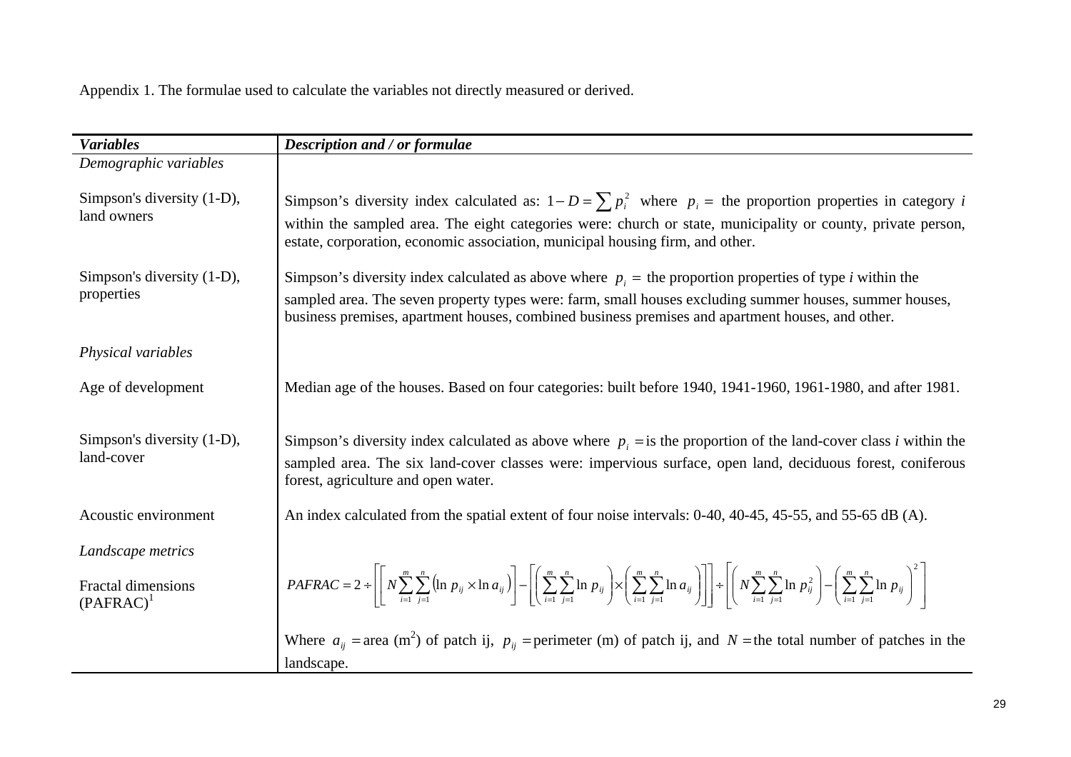Appendix 1. The formulae used to calculate the variables not directly measured or derived.

| *Variables* | *Description and / or formulae* |
|---|---|
| *Demographic variables* | |
| Simpson's diversity (1-D), land owners | Simpson's diversity index calculated as: $1-D=\sum p_i^2$ where $p_i=$ the proportion properties in category *i* within the sampled area. The eight categories were: church or state, municipality or county, private person, estate, corporation, economic association, municipal housing firm, and other. |
| Simpson's diversity (1-D), properties | Simpson's diversity index calculated as above where $p_i=$ the proportion properties of type *i* within the sampled area. The seven property types were: farm, small houses excluding summer houses, summer houses, business premises, apartment houses, combined business premises and apartment houses, and other. |
| *Physical variables* | |
| Age of development | Median age of the houses. Based on four categories: built before 1940, 1941-1960, 1961-1980, and after 1981. |
| Simpson's diversity (1-D), land-cover | Simpson's diversity index calculated as above where $p_i=$ is the proportion of the land-cover class *i* within the sampled area. The six land-cover classes were: impervious surface, open land, deciduous forest, coniferous forest, agriculture and open water. |
| Acoustic environment | An index calculated from the spatial extent of four noise intervals: 0-40, 40-45, 45-55, and 55-65 dB (A). |
| *Landscape metrics* | |
| Fractal dimensions (PAFRAC)[1] | $PAFRAC=2\div\left[\left[N\sum_{i=1}^{m}\sum_{j=1}^{n}\left(\ln p_{ij}\times\ln a_{ij}\right)\right]-\left[\left(\sum_{i=1}^{m}\sum_{j=1}^{n}\ln p_{ij}\right)\times\left(\sum_{i=1}^{m}\sum_{j=1}^{n}\ln a_{ij}\right)\right]\right]\div\left[\left(N\sum_{i=1}^{m}\sum_{j=1}^{n}\ln p_{ij}^2\right)-\left(\sum_{i=1}^{m}\sum_{j=1}^{n}\ln p_{ij}\right)^2\right]$ |
| | Where $a_{ij}=$ area ($m^2$) of patch ij, $p_{ij}=$ perimeter (m) of patch ij, and $N=$ the total number of patches in the landscape. |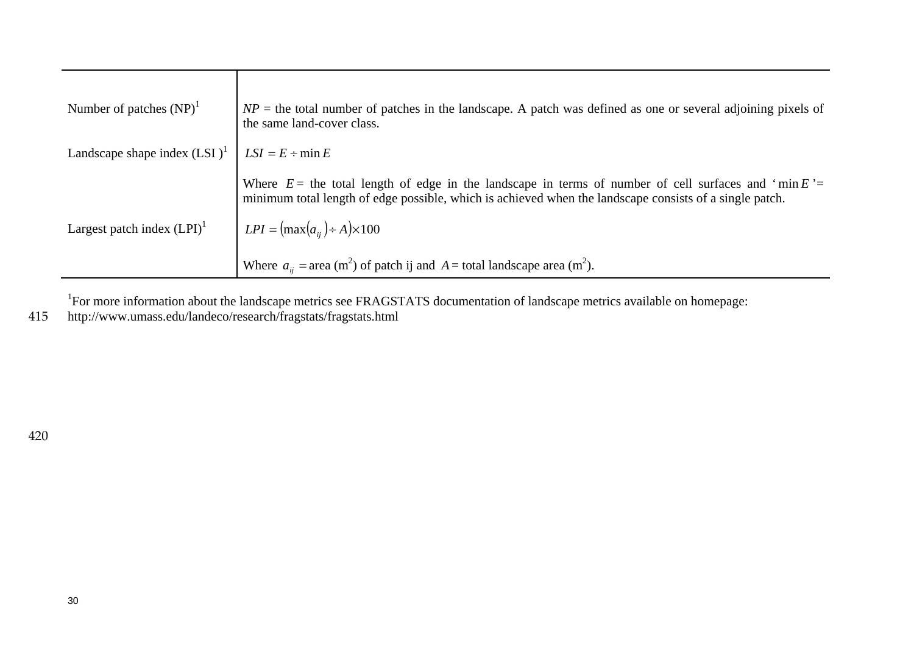| | |
|---|---|
| Number of patches (NP)[1] | $NP$ = the total number of patches in the landscape. A patch was defined as one or several adjoining pixels of the same land-cover class. |
| Landscape shape index (LSI )[1] | $LSI = E \div \min E$ <br><br> Where $E$ = the total length of edge in the landscape in terms of number of cell surfaces and '$\min E$'= minimum total length of edge possible, which is achieved when the landscape consists of a single patch. |
| Largest patch index (LPI)[1] | $LPI = \left(\max\left(a_{ij}\right) \div A\right) \times 100$ <br><br> Where $a_{ij}$ = area ($m^2$) of patch ij and $A$ = total landscape area ($m^2$). |

[1]For more information about the landscape metrics see FRAGSTATS documentation of landscape metrics available on homepage: http://www.umass.edu/landeco/research/fragstats/fragstats.html